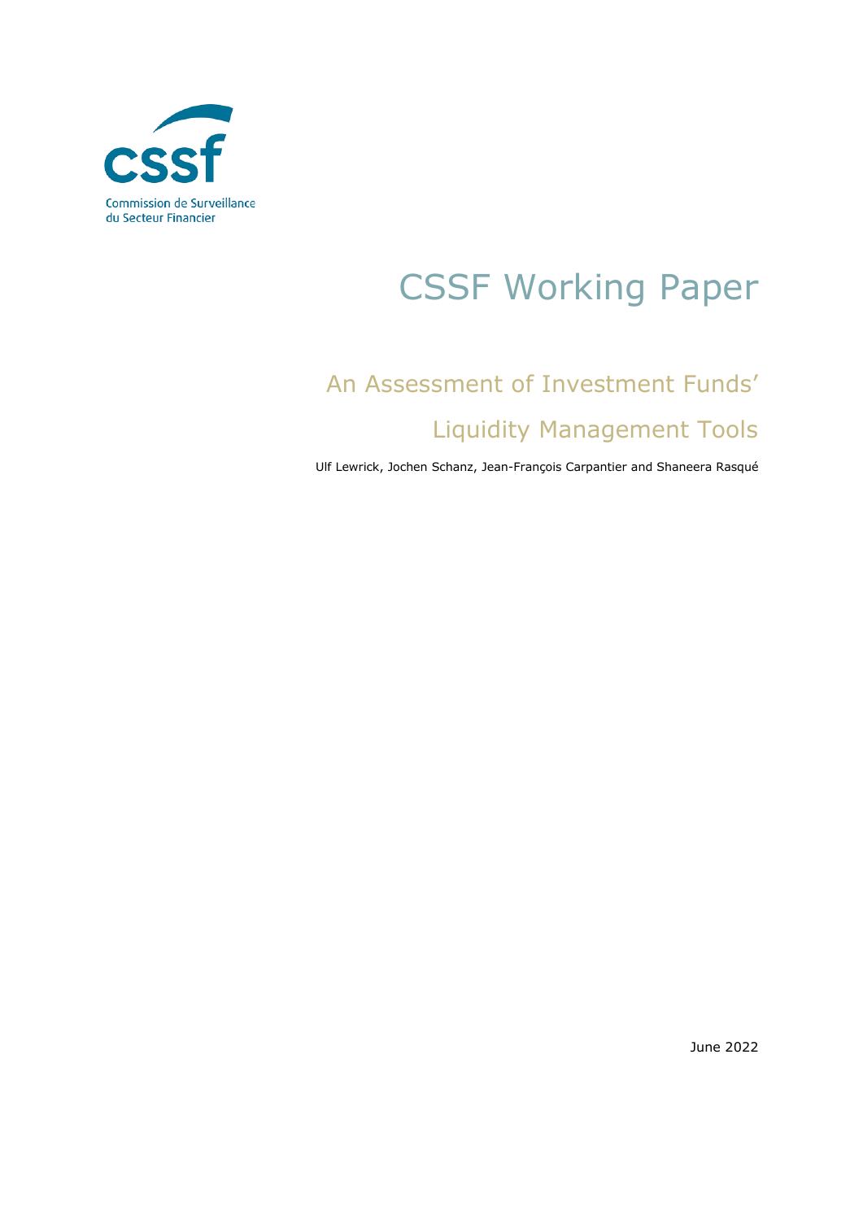cssf

Commission de Surveillance du Secteur Financier

# CSSF Working Paper

## An Assessment of Investment Funds' Liquidity Management Tools

Ulf Lewrick, Jochen Schanz, Jean-François Carpantier and Shaneera Rasqué

June 2022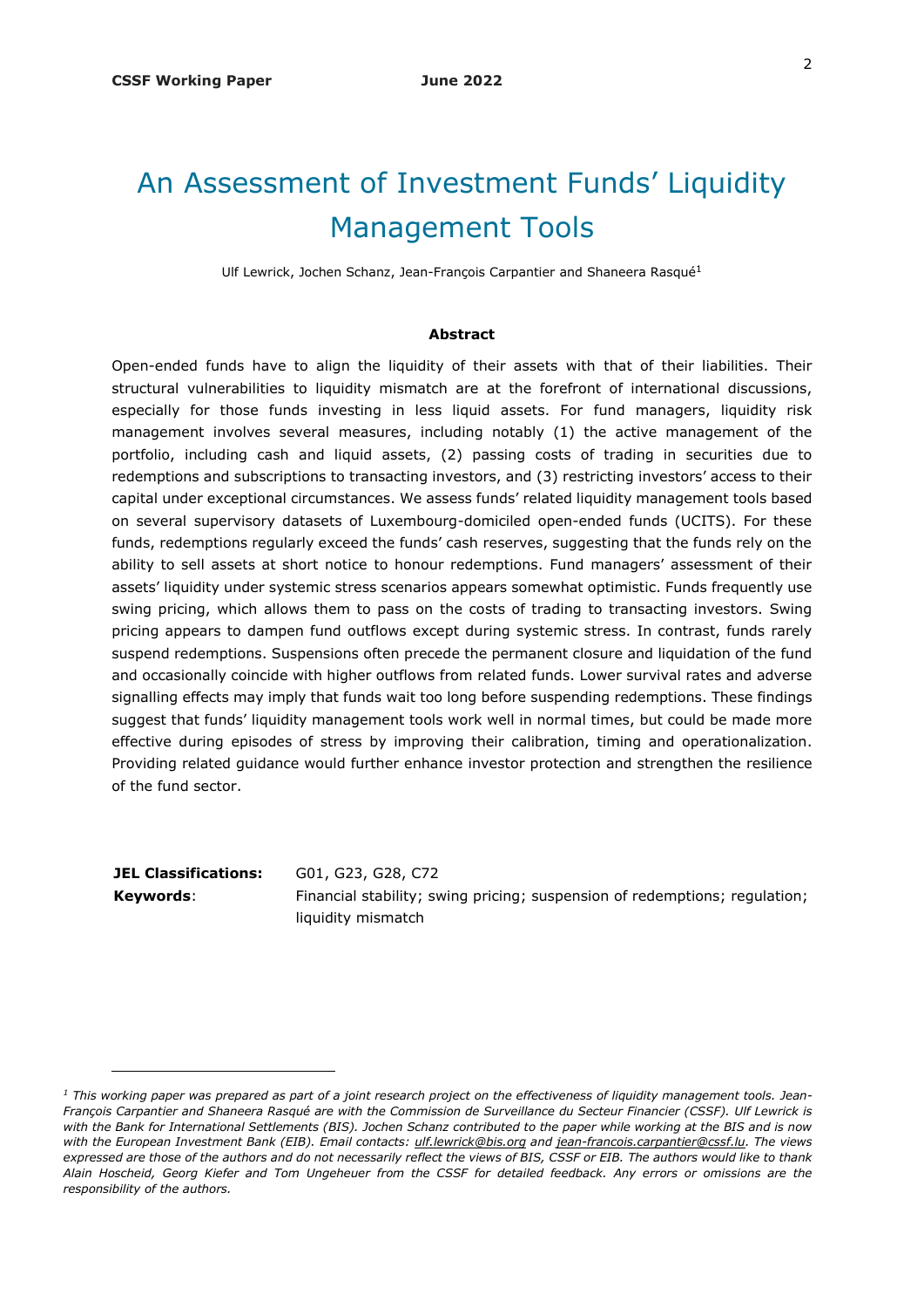# An Assessment of Investment Funds' Liquidity Management Tools

Ulf Lewrick, Jochen Schanz, Jean-François Carpantier and Shaneera Rasqué[1]

**Abstract**

Open-ended funds have to align the liquidity of their assets with that of their liabilities. Their structural vulnerabilities to liquidity mismatch are at the forefront of international discussions, especially for those funds investing in less liquid assets. For fund managers, liquidity risk management involves several measures, including notably (1) the active management of the portfolio, including cash and liquid assets, (2) passing costs of trading in securities due to redemptions and subscriptions to transacting investors, and (3) restricting investors' access to their capital under exceptional circumstances. We assess funds' related liquidity management tools based on several supervisory datasets of Luxembourg-domiciled open-ended funds (UCITS). For these funds, redemptions regularly exceed the funds' cash reserves, suggesting that the funds rely on the ability to sell assets at short notice to honour redemptions. Fund managers' assessment of their assets' liquidity under systemic stress scenarios appears somewhat optimistic. Funds frequently use swing pricing, which allows them to pass on the costs of trading to transacting investors. Swing pricing appears to dampen fund outflows except during systemic stress. In contrast, funds rarely suspend redemptions. Suspensions often precede the permanent closure and liquidation of the fund and occasionally coincide with higher outflows from related funds. Lower survival rates and adverse signalling effects may imply that funds wait too long before suspending redemptions. These findings suggest that funds' liquidity management tools work well in normal times, but could be made more effective during episodes of stress by improving their calibration, timing and operationalization. Providing related guidance would further enhance investor protection and strengthen the resilience of the fund sector.

**JEL Classifications:** G01, G23, G28, C72

**Keywords**: Financial stability; swing pricing; suspension of redemptions; regulation; liquidity mismatch

---

*[1] This working paper was prepared as part of a joint research project on the effectiveness of liquidity management tools. Jean-François Carpantier and Shaneera Rasqué are with the Commission de Surveillance du Secteur Financier (CSSF). Ulf Lewrick is with the Bank for International Settlements (BIS). Jochen Schanz contributed to the paper while working at the BIS and is now with the European Investment Bank (EIB). Email contacts: ulf.lewrick@bis.org and jean-francois.carpantier@cssf.lu. The views expressed are those of the authors and do not necessarily reflect the views of BIS, CSSF or EIB. The authors would like to thank Alain Hoscheid, Georg Kiefer and Tom Ungeheuer from the CSSF for detailed feedback. Any errors or omissions are the responsibility of the authors.*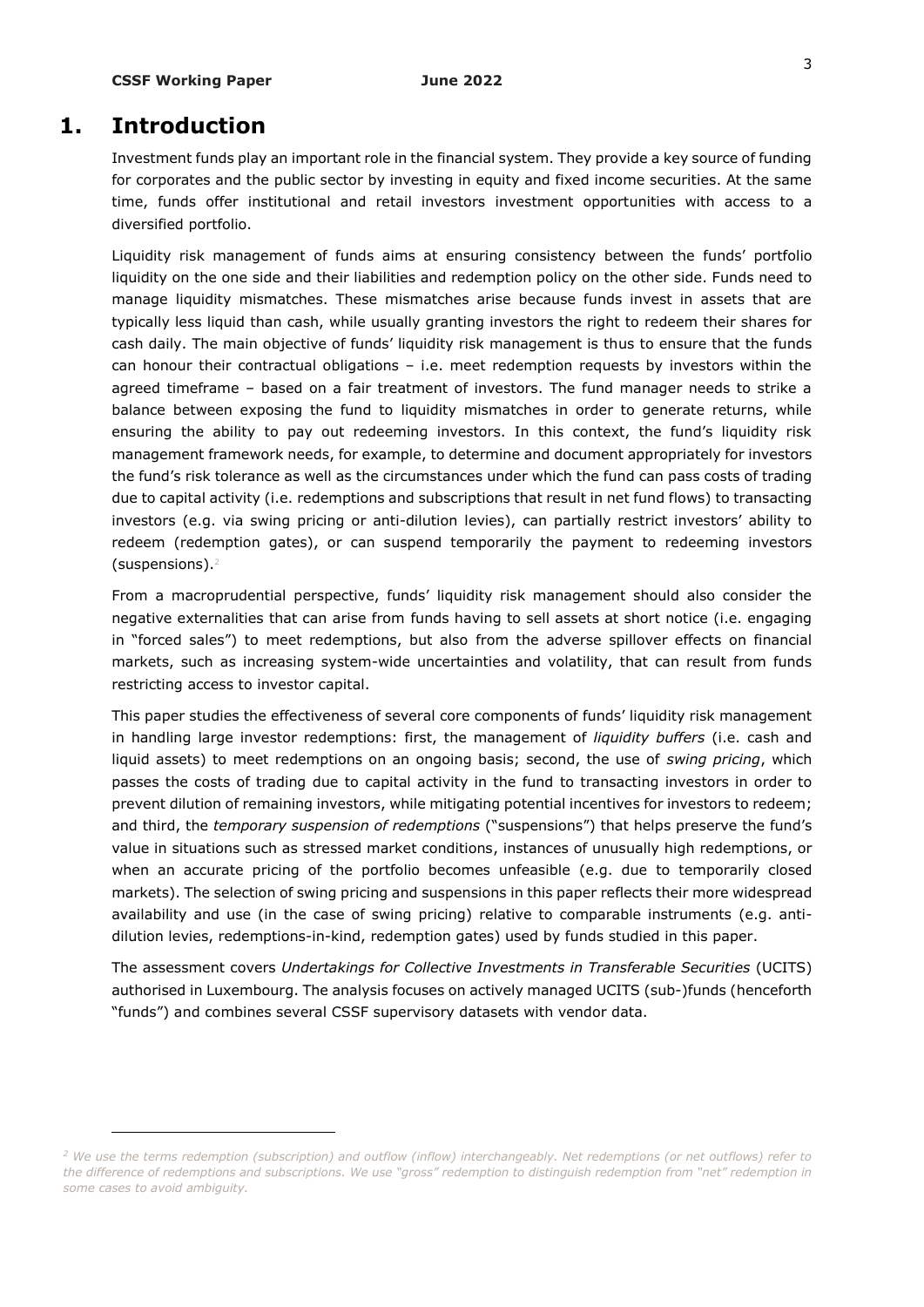# 1. Introduction

Investment funds play an important role in the financial system. They provide a key source of funding for corporates and the public sector by investing in equity and fixed income securities. At the same time, funds offer institutional and retail investors investment opportunities with access to a diversified portfolio.

Liquidity risk management of funds aims at ensuring consistency between the funds' portfolio liquidity on the one side and their liabilities and redemption policy on the other side. Funds need to manage liquidity mismatches. These mismatches arise because funds invest in assets that are typically less liquid than cash, while usually granting investors the right to redeem their shares for cash daily. The main objective of funds' liquidity risk management is thus to ensure that the funds can honour their contractual obligations – i.e. meet redemption requests by investors within the agreed timeframe – based on a fair treatment of investors. The fund manager needs to strike a balance between exposing the fund to liquidity mismatches in order to generate returns, while ensuring the ability to pay out redeeming investors. In this context, the fund's liquidity risk management framework needs, for example, to determine and document appropriately for investors the fund's risk tolerance as well as the circumstances under which the fund can pass costs of trading due to capital activity (i.e. redemptions and subscriptions that result in net fund flows) to transacting investors (e.g. via swing pricing or anti-dilution levies), can partially restrict investors' ability to redeem (redemption gates), or can suspend temporarily the payment to redeeming investors (suspensions).[2]

From a macroprudential perspective, funds' liquidity risk management should also consider the negative externalities that can arise from funds having to sell assets at short notice (i.e. engaging in "forced sales") to meet redemptions, but also from the adverse spillover effects on financial markets, such as increasing system-wide uncertainties and volatility, that can result from funds restricting access to investor capital.

This paper studies the effectiveness of several core components of funds' liquidity risk management in handling large investor redemptions: first, the management of *liquidity buffers* (i.e. cash and liquid assets) to meet redemptions on an ongoing basis; second, the use of *swing pricing*, which passes the costs of trading due to capital activity in the fund to transacting investors in order to prevent dilution of remaining investors, while mitigating potential incentives for investors to redeem; and third, the *temporary suspension of redemptions* ("suspensions") that helps preserve the fund's value in situations such as stressed market conditions, instances of unusually high redemptions, or when an accurate pricing of the portfolio becomes unfeasible (e.g. due to temporarily closed markets). The selection of swing pricing and suspensions in this paper reflects their more widespread availability and use (in the case of swing pricing) relative to comparable instruments (e.g. anti-dilution levies, redemptions-in-kind, redemption gates) used by funds studied in this paper.

The assessment covers *Undertakings for Collective Investments in Transferable Securities* (UCITS) authorised in Luxembourg. The analysis focuses on actively managed UCITS (sub-)funds (henceforth "funds") and combines several CSSF supervisory datasets with vendor data.

---

*[2] We use the terms redemption (subscription) and outflow (inflow) interchangeably. Net redemptions (or net outflows) refer to the difference of redemptions and subscriptions. We use "gross" redemption to distinguish redemption from "net" redemption in some cases to avoid ambiguity.*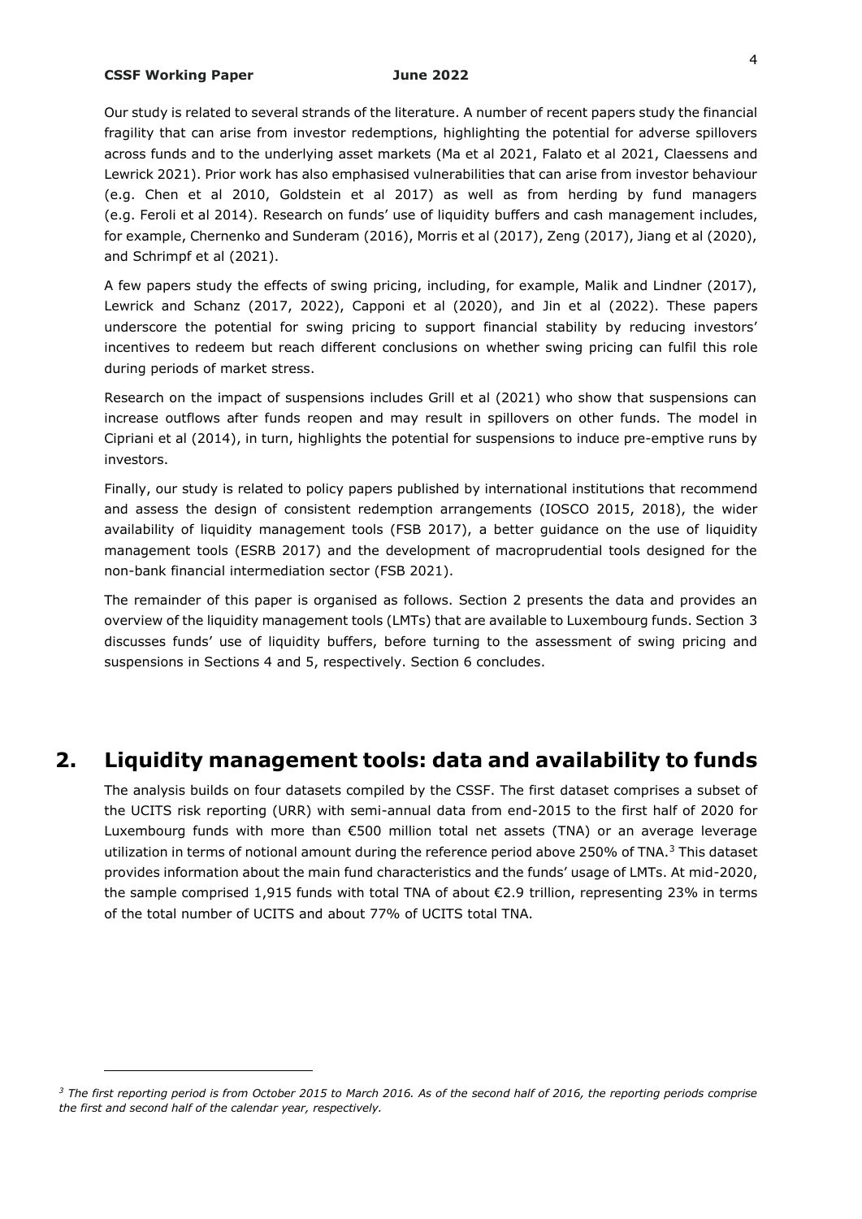Our study is related to several strands of the literature. A number of recent papers study the financial fragility that can arise from investor redemptions, highlighting the potential for adverse spillovers across funds and to the underlying asset markets (Ma et al 2021, Falato et al 2021, Claessens and Lewrick 2021). Prior work has also emphasised vulnerabilities that can arise from investor behaviour (e.g. Chen et al 2010, Goldstein et al 2017) as well as from herding by fund managers (e.g. Feroli et al 2014). Research on funds' use of liquidity buffers and cash management includes, for example, Chernenko and Sunderam (2016), Morris et al (2017), Zeng (2017), Jiang et al (2020), and Schrimpf et al (2021).

A few papers study the effects of swing pricing, including, for example, Malik and Lindner (2017), Lewrick and Schanz (2017, 2022), Capponi et al (2020), and Jin et al (2022). These papers underscore the potential for swing pricing to support financial stability by reducing investors' incentives to redeem but reach different conclusions on whether swing pricing can fulfil this role during periods of market stress.

Research on the impact of suspensions includes Grill et al (2021) who show that suspensions can increase outflows after funds reopen and may result in spillovers on other funds. The model in Cipriani et al (2014), in turn, highlights the potential for suspensions to induce pre-emptive runs by investors.

Finally, our study is related to policy papers published by international institutions that recommend and assess the design of consistent redemption arrangements (IOSCO 2015, 2018), the wider availability of liquidity management tools (FSB 2017), a better guidance on the use of liquidity management tools (ESRB 2017) and the development of macroprudential tools designed for the non-bank financial intermediation sector (FSB 2021).

The remainder of this paper is organised as follows. Section 2 presents the data and provides an overview of the liquidity management tools (LMTs) that are available to Luxembourg funds. Section 3 discusses funds' use of liquidity buffers, before turning to the assessment of swing pricing and suspensions in Sections 4 and 5, respectively. Section 6 concludes.

## 2. Liquidity management tools: data and availability to funds

The analysis builds on four datasets compiled by the CSSF. The first dataset comprises a subset of the UCITS risk reporting (URR) with semi-annual data from end-2015 to the first half of 2020 for Luxembourg funds with more than €500 million total net assets (TNA) or an average leverage utilization in terms of notional amount during the reference period above 250% of TNA.[3] This dataset provides information about the main fund characteristics and the funds' usage of LMTs. At mid-2020, the sample comprised 1,915 funds with total TNA of about €2.9 trillion, representing 23% in terms of the total number of UCITS and about 77% of UCITS total TNA.

---

*[3] The first reporting period is from October 2015 to March 2016. As of the second half of 2016, the reporting periods comprise the first and second half of the calendar year, respectively.*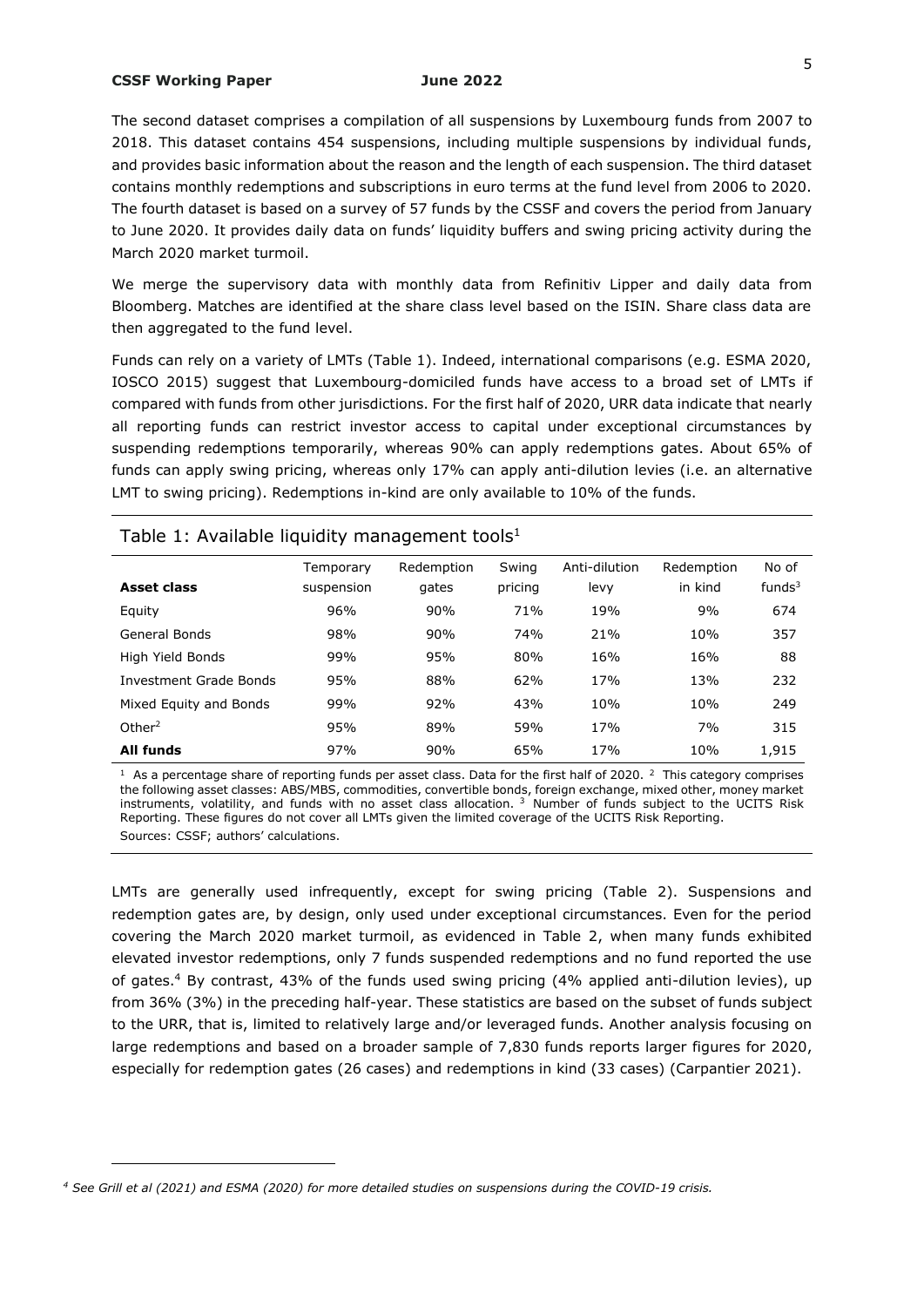The second dataset comprises a compilation of all suspensions by Luxembourg funds from 2007 to 2018. This dataset contains 454 suspensions, including multiple suspensions by individual funds, and provides basic information about the reason and the length of each suspension. The third dataset contains monthly redemptions and subscriptions in euro terms at the fund level from 2006 to 2020. The fourth dataset is based on a survey of 57 funds by the CSSF and covers the period from January to June 2020. It provides daily data on funds' liquidity buffers and swing pricing activity during the March 2020 market turmoil.

We merge the supervisory data with monthly data from Refinitiv Lipper and daily data from Bloomberg. Matches are identified at the share class level based on the ISIN. Share class data are then aggregated to the fund level.

Funds can rely on a variety of LMTs (Table 1). Indeed, international comparisons (e.g. ESMA 2020, IOSCO 2015) suggest that Luxembourg-domiciled funds have access to a broad set of LMTs if compared with funds from other jurisdictions. For the first half of 2020, URR data indicate that nearly all reporting funds can restrict investor access to capital under exceptional circumstances by suspending redemptions temporarily, whereas 90% can apply redemptions gates. About 65% of funds can apply swing pricing, whereas only 17% can apply anti-dilution levies (i.e. an alternative LMT to swing pricing). Redemptions in-kind are only available to 10% of the funds.

Table 1: Available liquidity management tools[1]

| Asset class | Temporary suspension | Redemption gates | Swing pricing | Anti-dilution levy | Redemption in kind | No of funds[3] |
|---|---|---|---|---|---|---|
| Equity | 96% | 90% | 71% | 19% | 9% | 674 |
| General Bonds | 98% | 90% | 74% | 21% | 10% | 357 |
| High Yield Bonds | 99% | 95% | 80% | 16% | 16% | 88 |
| Investment Grade Bonds | 95% | 88% | 62% | 17% | 13% | 232 |
| Mixed Equity and Bonds | 99% | 92% | 43% | 10% | 10% | 249 |
| Other[2] | 95% | 89% | 59% | 17% | 7% | 315 |
| **All funds** | 97% | 90% | 65% | 17% | 10% | 1,915 |

[1] As a percentage share of reporting funds per asset class. Data for the first half of 2020. [2] This category comprises the following asset classes: ABS/MBS, commodities, convertible bonds, foreign exchange, mixed other, money market instruments, volatility, and funds with no asset class allocation. [3] Number of funds subject to the UCITS Risk Reporting. These figures do not cover all LMTs given the limited coverage of the UCITS Risk Reporting.
Sources: CSSF; authors' calculations.

LMTs are generally used infrequently, except for swing pricing (Table 2). Suspensions and redemption gates are, by design, only used under exceptional circumstances. Even for the period covering the March 2020 market turmoil, as evidenced in Table 2, when many funds exhibited elevated investor redemptions, only 7 funds suspended redemptions and no fund reported the use of gates.[4] By contrast, 43% of the funds used swing pricing (4% applied anti-dilution levies), up from 36% (3%) in the preceding half-year. These statistics are based on the subset of funds subject to the URR, that is, limited to relatively large and/or leveraged funds. Another analysis focusing on large redemptions and based on a broader sample of 7,830 funds reports larger figures for 2020, especially for redemption gates (26 cases) and redemptions in kind (33 cases) (Carpantier 2021).

*[4] See Grill et al (2021) and ESMA (2020) for more detailed studies on suspensions during the COVID-19 crisis.*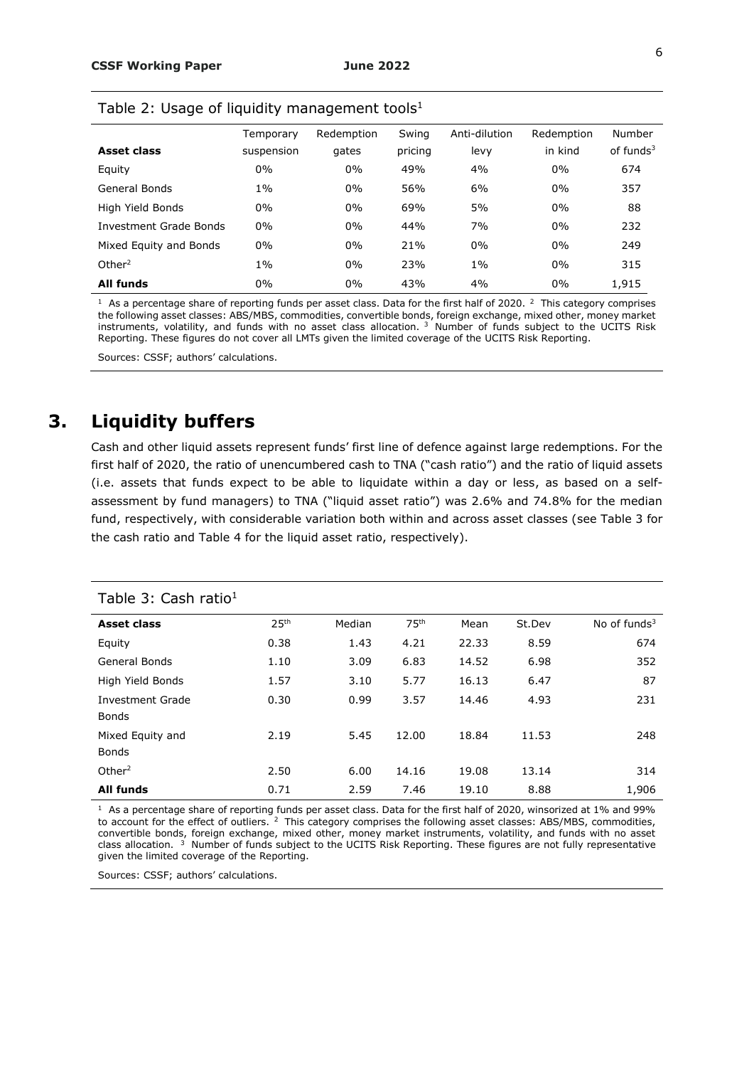Table 2: Usage of liquidity management tools[1]

| Asset class | Temporary suspension | Redemption gates | Swing pricing | Anti-dilution levy | Redemption in kind | Number of funds[3] |
|---|---|---|---|---|---|---|
| Equity | 0% | 0% | 49% | 4% | 0% | 674 |
| General Bonds | 1% | 0% | 56% | 6% | 0% | 357 |
| High Yield Bonds | 0% | 0% | 69% | 5% | 0% | 88 |
| Investment Grade Bonds | 0% | 0% | 44% | 7% | 0% | 232 |
| Mixed Equity and Bonds | 0% | 0% | 21% | 0% | 0% | 249 |
| Other[2] | 1% | 0% | 23% | 1% | 0% | 315 |
| **All funds** | 0% | 0% | 43% | 4% | 0% | 1,915 |

[1] As a percentage share of reporting funds per asset class. Data for the first half of 2020. [2] This category comprises the following asset classes: ABS/MBS, commodities, convertible bonds, foreign exchange, mixed other, money market instruments, volatility, and funds with no asset class allocation. [3] Number of funds subject to the UCITS Risk Reporting. These figures do not cover all LMTs given the limited coverage of the UCITS Risk Reporting.

Sources: CSSF; authors' calculations.

# 3. Liquidity buffers

Cash and other liquid assets represent funds' first line of defence against large redemptions. For the first half of 2020, the ratio of unencumbered cash to TNA ("cash ratio") and the ratio of liquid assets (i.e. assets that funds expect to be able to liquidate within a day or less, as based on a self-assessment by fund managers) to TNA ("liquid asset ratio") was 2.6% and 74.8% for the median fund, respectively, with considerable variation both within and across asset classes (see Table 3 for the cash ratio and Table 4 for the liquid asset ratio, respectively).

Table 3: Cash ratio[1]

| Asset class | 25th | Median | 75th | Mean | St.Dev | No of funds[3] |
|---|---|---|---|---|---|---|
| Equity | 0.38 | 1.43 | 4.21 | 22.33 | 8.59 | 674 |
| General Bonds | 1.10 | 3.09 | 6.83 | 14.52 | 6.98 | 352 |
| High Yield Bonds | 1.57 | 3.10 | 5.77 | 16.13 | 6.47 | 87 |
| Investment Grade Bonds | 0.30 | 0.99 | 3.57 | 14.46 | 4.93 | 231 |
| Mixed Equity and Bonds | 2.19 | 5.45 | 12.00 | 18.84 | 11.53 | 248 |
| Other[2] | 2.50 | 6.00 | 14.16 | 19.08 | 13.14 | 314 |
| **All funds** | 0.71 | 2.59 | 7.46 | 19.10 | 8.88 | 1,906 |

[1] As a percentage share of reporting funds per asset class. Data for the first half of 2020, winsorized at 1% and 99% to account for the effect of outliers. [2] This category comprises the following asset classes: ABS/MBS, commodities, convertible bonds, foreign exchange, mixed other, money market instruments, volatility, and funds with no asset class allocation. [3] Number of funds subject to the UCITS Risk Reporting. These figures are not fully representative given the limited coverage of the Reporting.

Sources: CSSF; authors' calculations.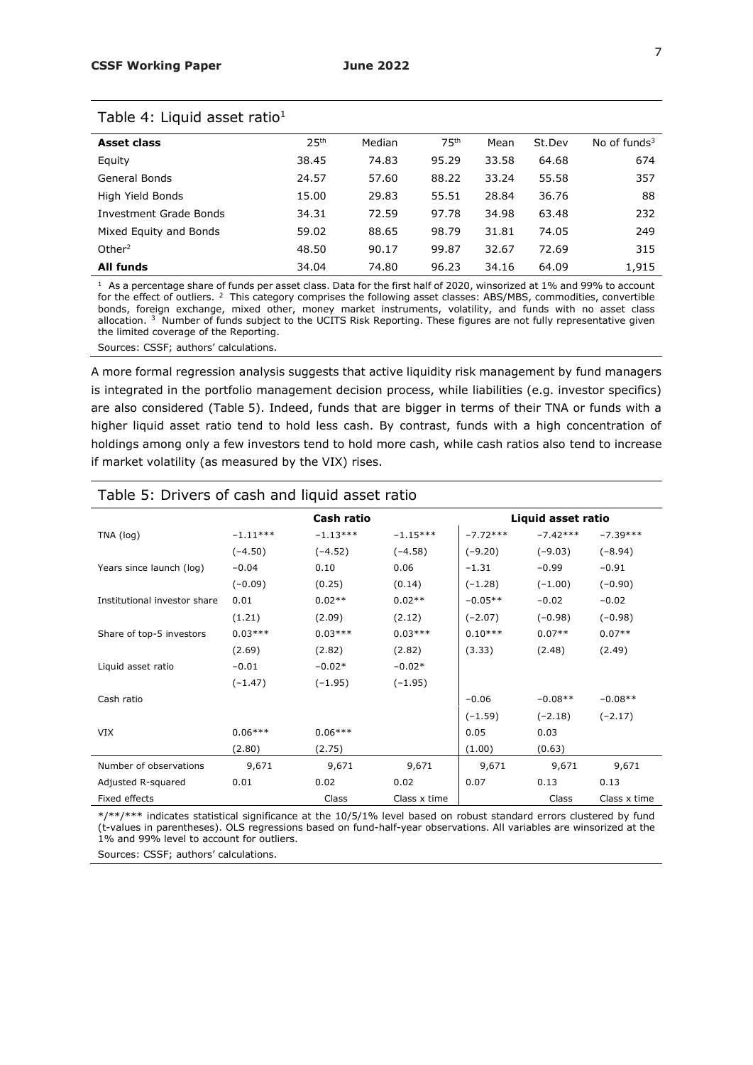Table 4: Liquid asset ratio[1]

| Asset class | 25th | Median | 75th | Mean | St.Dev | No of funds[3] |
|---|---|---|---|---|---|---|
| Equity | 38.45 | 74.83 | 95.29 | 33.58 | 64.68 | 674 |
| General Bonds | 24.57 | 57.60 | 88.22 | 33.24 | 55.58 | 357 |
| High Yield Bonds | 15.00 | 29.83 | 55.51 | 28.84 | 36.76 | 88 |
| Investment Grade Bonds | 34.31 | 72.59 | 97.78 | 34.98 | 63.48 | 232 |
| Mixed Equity and Bonds | 59.02 | 88.65 | 98.79 | 31.81 | 74.05 | 249 |
| Other[2] | 48.50 | 90.17 | 99.87 | 32.67 | 72.69 | 315 |
| **All funds** | 34.04 | 74.80 | 96.23 | 34.16 | 64.09 | 1,915 |

[1] As a percentage share of funds per asset class. Data for the first half of 2020, winsorized at 1% and 99% to account for the effect of outliers. [2] This category comprises the following asset classes: ABS/MBS, commodities, convertible bonds, foreign exchange, mixed other, money market instruments, volatility, and funds with no asset class allocation. [3] Number of funds subject to the UCITS Risk Reporting. These figures are not fully representative given the limited coverage of the Reporting.

Sources: CSSF; authors' calculations.

A more formal regression analysis suggests that active liquidity risk management by fund managers is integrated in the portfolio management decision process, while liabilities (e.g. investor specifics) are also considered (Table 5). Indeed, funds that are bigger in terms of their TNA or funds with a higher liquid asset ratio tend to hold less cash. By contrast, funds with a high concentration of holdings among only a few investors tend to hold more cash, while cash ratios also tend to increase if market volatility (as measured by the VIX) rises.

Table 5: Drivers of cash and liquid asset ratio

| | Cash ratio | | | Liquid asset ratio | | |
|---|---|---|---|---|---|---|
| TNA (log) | −1.11*** | −1.13*** | −1.15*** | −7.72*** | −7.42*** | −7.39*** |
| | (−4.50) | (−4.52) | (−4.58) | (−9.20) | (−9.03) | (−8.94) |
| Years since launch (log) | −0.04 | 0.10 | 0.06 | −1.31 | −0.99 | −0.91 |
| | (−0.09) | (0.25) | (0.14) | (−1.28) | (−1.00) | (−0.90) |
| Institutional investor share | 0.01 | 0.02** | 0.02** | −0.05** | −0.02 | −0.02 |
| | (1.21) | (2.09) | (2.12) | (−2.07) | (−0.98) | (−0.98) |
| Share of top-5 investors | 0.03*** | 0.03*** | 0.03*** | 0.10*** | 0.07** | 0.07** |
| | (2.69) | (2.82) | (2.82) | (3.33) | (2.48) | (2.49) |
| Liquid asset ratio | −0.01 | −0.02* | −0.02* | | | |
| | (−1.47) | (−1.95) | (−1.95) | | | |
| Cash ratio | | | | −0.06 | −0.08** | −0.08** |
| | | | | (−1.59) | (−2.18) | (−2.17) |
| VIX | 0.06*** | 0.06*** | | 0.05 | 0.03 | |
| | (2.80) | (2.75) | | (1.00) | (0.63) | |
| Number of observations | 9,671 | 9,671 | 9,671 | 9,671 | 9,671 | 9,671 |
| Adjusted R-squared | 0.01 | 0.02 | 0.02 | 0.07 | 0.13 | 0.13 |
| Fixed effects | | Class | Class x time | | Class | Class x time |

*/**/*** indicates statistical significance at the 10/5/1% level based on robust standard errors clustered by fund (t-values in parentheses). OLS regressions based on fund-half-year observations. All variables are winsorized at the 1% and 99% level to account for outliers.

Sources: CSSF; authors' calculations.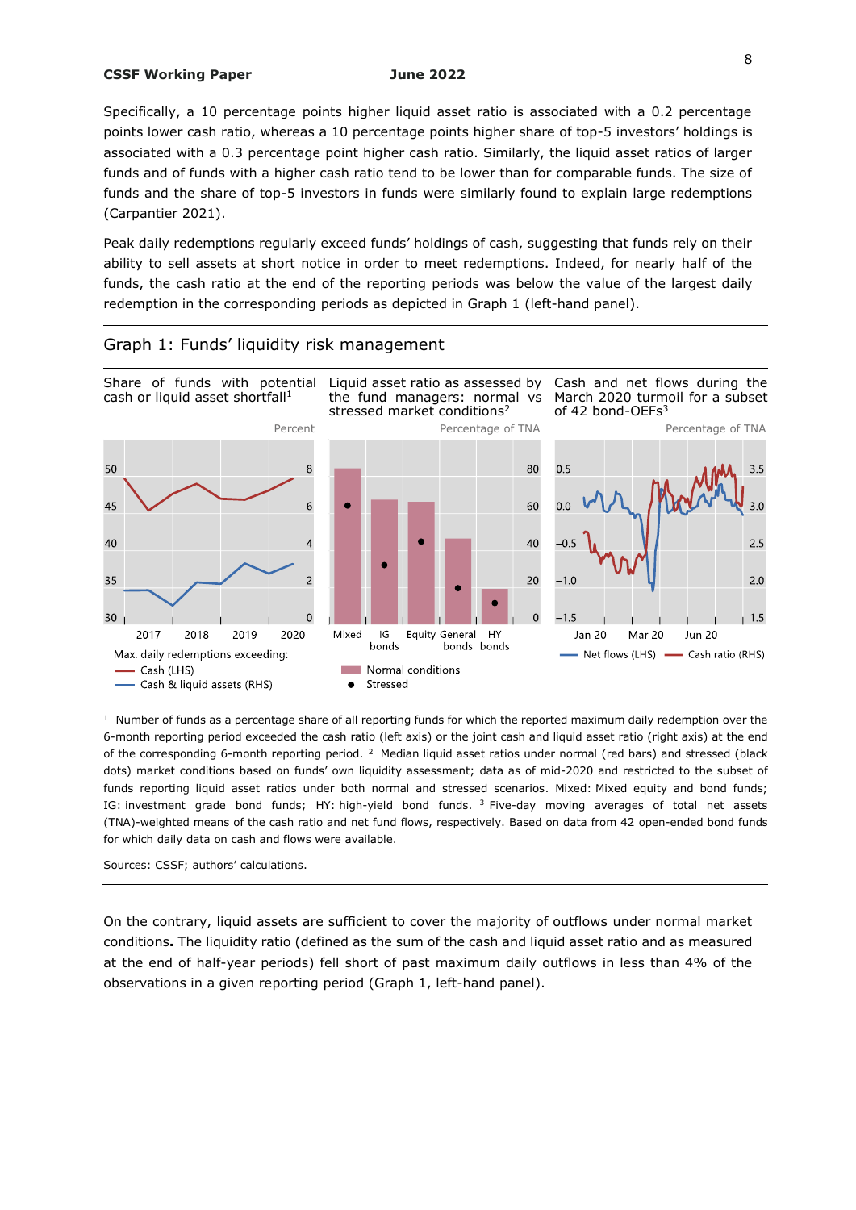Specifically, a 10 percentage points higher liquid asset ratio is associated with a 0.2 percentage points lower cash ratio, whereas a 10 percentage points higher share of top-5 investors' holdings is associated with a 0.3 percentage point higher cash ratio. Similarly, the liquid asset ratios of larger funds and of funds with a higher cash ratio tend to be lower than for comparable funds. The size of funds and the share of top-5 investors in funds were similarly found to explain large redemptions (Carpantier 2021).

Peak daily redemptions regularly exceed funds' holdings of cash, suggesting that funds rely on their ability to sell assets at short notice in order to meet redemptions. Indeed, for nearly half of the funds, the cash ratio at the end of the reporting periods was below the value of the largest daily redemption in the corresponding periods as depicted in Graph 1 (left-hand panel).

## Graph 1: Funds' liquidity risk management

Share of funds with potential cash or liquid asset shortfall[1]

Percent

Max. daily redemptions exceeding: Cash (LHS); Cash & liquid assets (RHS)

Liquid asset ratio as assessed by the fund managers: normal vs stressed market conditions[2]

Percentage of TNA

Mixed; IG bonds; Equity; General bonds; HY bonds

Normal conditions; Stressed

Cash and net flows during the March 2020 turmoil for a subset of 42 bond-OEFs[3]

Percentage of TNA

Net flows (LHS); Cash ratio (RHS)

[1] Number of funds as a percentage share of all reporting funds for which the reported maximum daily redemption over the 6-month reporting period exceeded the cash ratio (left axis) or the joint cash and liquid asset ratio (right axis) at the end of the corresponding 6-month reporting period. [2] Median liquid asset ratios under normal (red bars) and stressed (black dots) market conditions based on funds' own liquidity assessment; data as of mid-2020 and restricted to the subset of funds reporting liquid asset ratios under both normal and stressed scenarios. Mixed: Mixed equity and bond funds; IG: investment grade bond funds; HY: high-yield bond funds. [3] Five-day moving averages of total net assets (TNA)-weighted means of the cash ratio and net fund flows, respectively. Based on data from 42 open-ended bond funds for which daily data on cash and flows were available.

Sources: CSSF; authors' calculations.

On the contrary, liquid assets are sufficient to cover the majority of outflows under normal market conditions**.** The liquidity ratio (defined as the sum of the cash and liquid asset ratio and as measured at the end of half-year periods) fell short of past maximum daily outflows in less than 4% of the observations in a given reporting period (Graph 1, left-hand panel).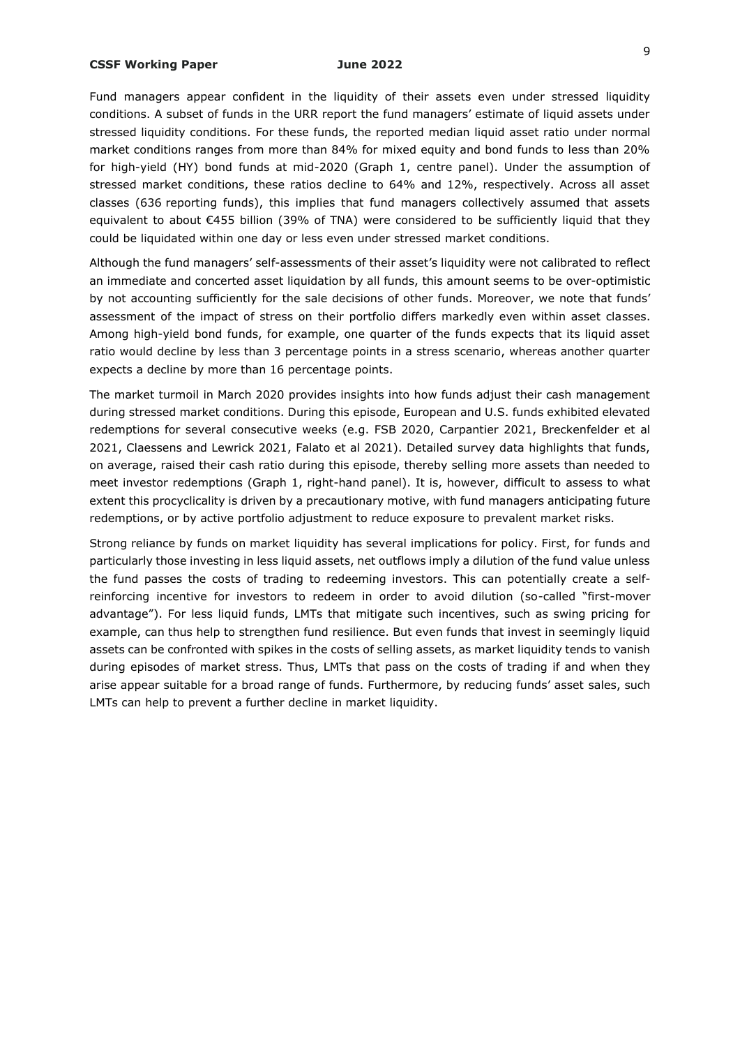Fund managers appear confident in the liquidity of their assets even under stressed liquidity conditions. A subset of funds in the URR report the fund managers' estimate of liquid assets under stressed liquidity conditions. For these funds, the reported median liquid asset ratio under normal market conditions ranges from more than 84% for mixed equity and bond funds to less than 20% for high-yield (HY) bond funds at mid-2020 (Graph 1, centre panel). Under the assumption of stressed market conditions, these ratios decline to 64% and 12%, respectively. Across all asset classes (636 reporting funds), this implies that fund managers collectively assumed that assets equivalent to about €455 billion (39% of TNA) were considered to be sufficiently liquid that they could be liquidated within one day or less even under stressed market conditions.

Although the fund managers' self-assessments of their asset's liquidity were not calibrated to reflect an immediate and concerted asset liquidation by all funds, this amount seems to be over-optimistic by not accounting sufficiently for the sale decisions of other funds. Moreover, we note that funds' assessment of the impact of stress on their portfolio differs markedly even within asset classes. Among high-yield bond funds, for example, one quarter of the funds expects that its liquid asset ratio would decline by less than 3 percentage points in a stress scenario, whereas another quarter expects a decline by more than 16 percentage points.

The market turmoil in March 2020 provides insights into how funds adjust their cash management during stressed market conditions. During this episode, European and U.S. funds exhibited elevated redemptions for several consecutive weeks (e.g. FSB 2020, Carpantier 2021, Breckenfelder et al 2021, Claessens and Lewrick 2021, Falato et al 2021). Detailed survey data highlights that funds, on average, raised their cash ratio during this episode, thereby selling more assets than needed to meet investor redemptions (Graph 1, right-hand panel). It is, however, difficult to assess to what extent this procyclicality is driven by a precautionary motive, with fund managers anticipating future redemptions, or by active portfolio adjustment to reduce exposure to prevalent market risks.

Strong reliance by funds on market liquidity has several implications for policy. First, for funds and particularly those investing in less liquid assets, net outflows imply a dilution of the fund value unless the fund passes the costs of trading to redeeming investors. This can potentially create a self-reinforcing incentive for investors to redeem in order to avoid dilution (so-called "first-mover advantage"). For less liquid funds, LMTs that mitigate such incentives, such as swing pricing for example, can thus help to strengthen fund resilience. But even funds that invest in seemingly liquid assets can be confronted with spikes in the costs of selling assets, as market liquidity tends to vanish during episodes of market stress. Thus, LMTs that pass on the costs of trading if and when they arise appear suitable for a broad range of funds. Furthermore, by reducing funds' asset sales, such LMTs can help to prevent a further decline in market liquidity.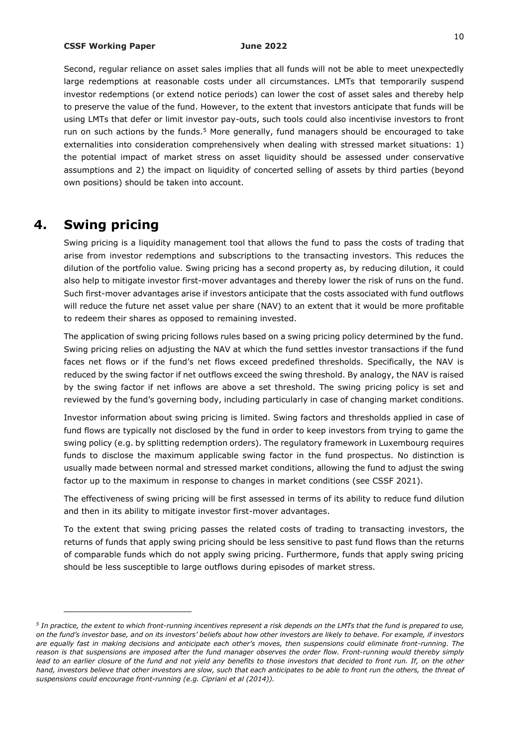Second, regular reliance on asset sales implies that all funds will not be able to meet unexpectedly large redemptions at reasonable costs under all circumstances. LMTs that temporarily suspend investor redemptions (or extend notice periods) can lower the cost of asset sales and thereby help to preserve the value of the fund. However, to the extent that investors anticipate that funds will be using LMTs that defer or limit investor pay-outs, such tools could also incentivise investors to front run on such actions by the funds.[5] More generally, fund managers should be encouraged to take externalities into consideration comprehensively when dealing with stressed market situations: 1) the potential impact of market stress on asset liquidity should be assessed under conservative assumptions and 2) the impact on liquidity of concerted selling of assets by third parties (beyond own positions) should be taken into account.

# 4. Swing pricing

Swing pricing is a liquidity management tool that allows the fund to pass the costs of trading that arise from investor redemptions and subscriptions to the transacting investors. This reduces the dilution of the portfolio value. Swing pricing has a second property as, by reducing dilution, it could also help to mitigate investor first-mover advantages and thereby lower the risk of runs on the fund. Such first-mover advantages arise if investors anticipate that the costs associated with fund outflows will reduce the future net asset value per share (NAV) to an extent that it would be more profitable to redeem their shares as opposed to remaining invested.

The application of swing pricing follows rules based on a swing pricing policy determined by the fund. Swing pricing relies on adjusting the NAV at which the fund settles investor transactions if the fund faces net flows or if the fund's net flows exceed predefined thresholds. Specifically, the NAV is reduced by the swing factor if net outflows exceed the swing threshold. By analogy, the NAV is raised by the swing factor if net inflows are above a set threshold. The swing pricing policy is set and reviewed by the fund's governing body, including particularly in case of changing market conditions.

Investor information about swing pricing is limited. Swing factors and thresholds applied in case of fund flows are typically not disclosed by the fund in order to keep investors from trying to game the swing policy (e.g. by splitting redemption orders). The regulatory framework in Luxembourg requires funds to disclose the maximum applicable swing factor in the fund prospectus. No distinction is usually made between normal and stressed market conditions, allowing the fund to adjust the swing factor up to the maximum in response to changes in market conditions (see CSSF 2021).

The effectiveness of swing pricing will be first assessed in terms of its ability to reduce fund dilution and then in its ability to mitigate investor first-mover advantages.

To the extent that swing pricing passes the related costs of trading to transacting investors, the returns of funds that apply swing pricing should be less sensitive to past fund flows than the returns of comparable funds which do not apply swing pricing. Furthermore, funds that apply swing pricing should be less susceptible to large outflows during episodes of market stress.

---

*[5] In practice, the extent to which front-running incentives represent a risk depends on the LMTs that the fund is prepared to use, on the fund's investor base, and on its investors' beliefs about how other investors are likely to behave. For example, if investors are equally fast in making decisions and anticipate each other's moves, then suspensions could eliminate front-running. The reason is that suspensions are imposed after the fund manager observes the order flow. Front-running would thereby simply lead to an earlier closure of the fund and not yield any benefits to those investors that decided to front run. If, on the other hand, investors believe that other investors are slow, such that each anticipates to be able to front run the others, the threat of suspensions could encourage front-running (e.g. Cipriani et al (2014)).*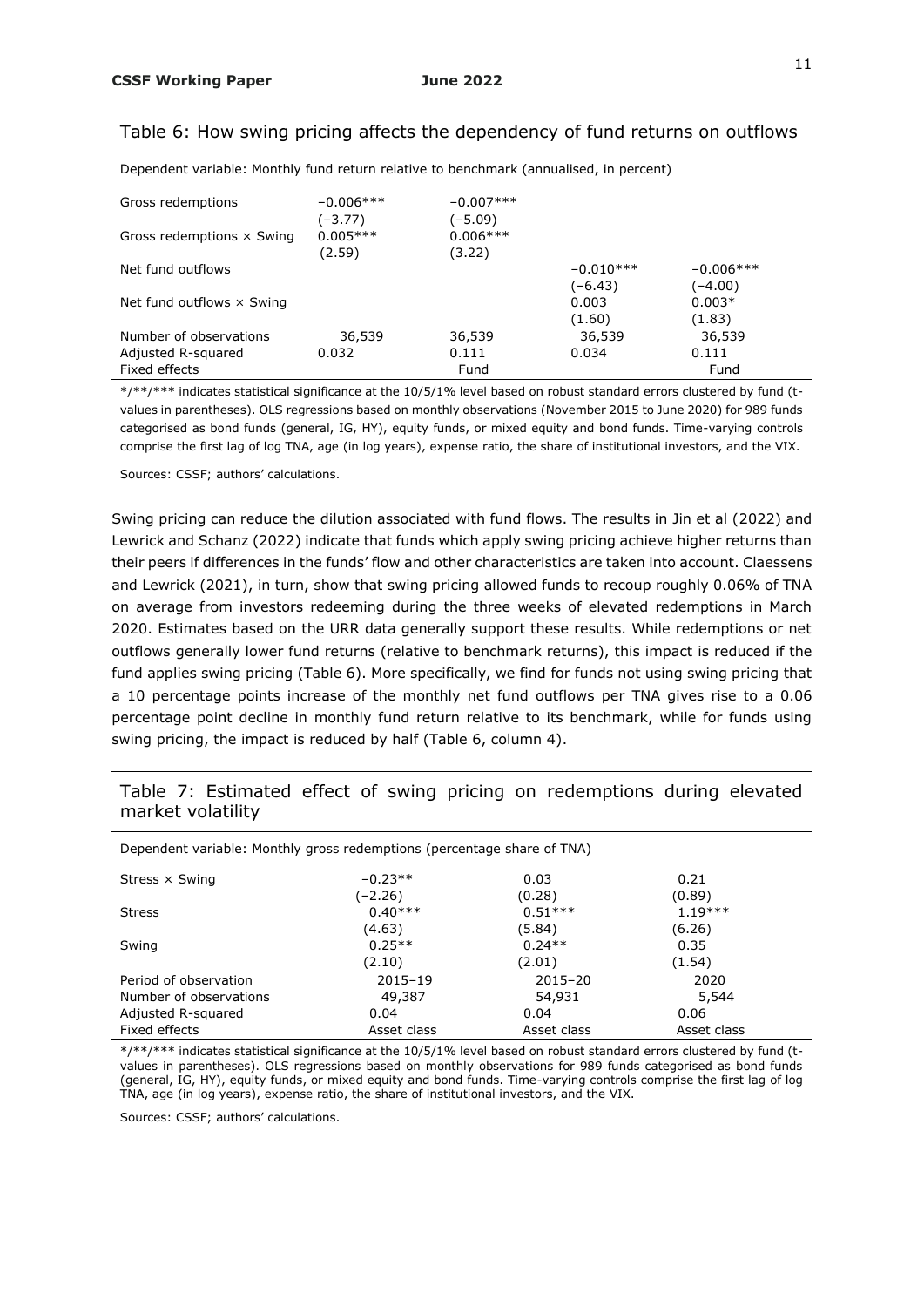## Table 6: How swing pricing affects the dependency of fund returns on outflows

| Dependent variable: Monthly fund return relative to benchmark (annualised, in percent) | | | | |
|---|---|---|---|---|
| Gross redemptions | −0.006*** | −0.007*** | | |
| | (−3.77) | (−5.09) | | |
| Gross redemptions × Swing | 0.005*** | 0.006*** | | |
| | (2.59) | (3.22) | | |
| Net fund outflows | | | −0.010*** | −0.006*** |
| | | | (−6.43) | (−4.00) |
| Net fund outflows × Swing | | | 0.003 | 0.003* |
| | | | (1.60) | (1.83) |
| Number of observations | 36,539 | 36,539 | 36,539 | 36,539 |
| Adjusted R-squared | 0.032 | 0.111 | 0.034 | 0.111 |
| Fixed effects | | Fund | | Fund |

*/**/*** indicates statistical significance at the 10/5/1% level based on robust standard errors clustered by fund (t-values in parentheses). OLS regressions based on monthly observations (November 2015 to June 2020) for 989 funds categorised as bond funds (general, IG, HY), equity funds, or mixed equity and bond funds. Time-varying controls comprise the first lag of log TNA, age (in log years), expense ratio, the share of institutional investors, and the VIX.

Sources: CSSF; authors' calculations.

Swing pricing can reduce the dilution associated with fund flows. The results in Jin et al (2022) and Lewrick and Schanz (2022) indicate that funds which apply swing pricing achieve higher returns than their peers if differences in the funds' flow and other characteristics are taken into account. Claessens and Lewrick (2021), in turn, show that swing pricing allowed funds to recoup roughly 0.06% of TNA on average from investors redeeming during the three weeks of elevated redemptions in March 2020. Estimates based on the URR data generally support these results. While redemptions or net outflows generally lower fund returns (relative to benchmark returns), this impact is reduced if the fund applies swing pricing (Table 6). More specifically, we find for funds not using swing pricing that a 10 percentage points increase of the monthly net fund outflows per TNA gives rise to a 0.06 percentage point decline in monthly fund return relative to its benchmark, while for funds using swing pricing, the impact is reduced by half (Table 6, column 4).

## Table 7: Estimated effect of swing pricing on redemptions during elevated market volatility

| Dependent variable: Monthly gross redemptions (percentage share of TNA) | | | |
|---|---|---|---|
| Stress × Swing | −0.23** | 0.03 | 0.21 |
| | (−2.26) | (0.28) | (0.89) |
| Stress | 0.40*** | 0.51*** | 1.19*** |
| | (4.63) | (5.84) | (6.26) |
| Swing | 0.25** | 0.24** | 0.35 |
| | (2.10) | (2.01) | (1.54) |
| Period of observation | 2015–19 | 2015–20 | 2020 |
| Number of observations | 49,387 | 54,931 | 5,544 |
| Adjusted R-squared | 0.04 | 0.04 | 0.06 |
| Fixed effects | Asset class | Asset class | Asset class |

*/**/*** indicates statistical significance at the 10/5/1% level based on robust standard errors clustered by fund (t-values in parentheses). OLS regressions based on monthly observations for 989 funds categorised as bond funds (general, IG, HY), equity funds, or mixed equity and bond funds. Time-varying controls comprise the first lag of log TNA, age (in log years), expense ratio, the share of institutional investors, and the VIX.

Sources: CSSF; authors' calculations.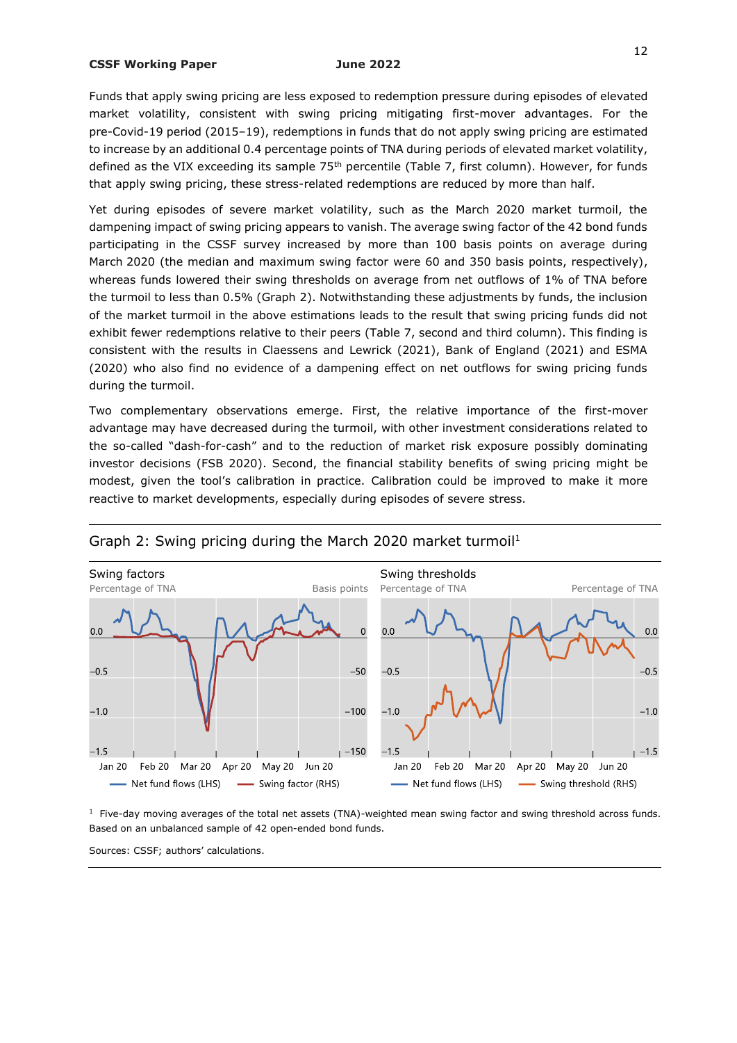Funds that apply swing pricing are less exposed to redemption pressure during episodes of elevated market volatility, consistent with swing pricing mitigating first-mover advantages. For the pre-Covid-19 period (2015–19), redemptions in funds that do not apply swing pricing are estimated to increase by an additional 0.4 percentage points of TNA during periods of elevated market volatility, defined as the VIX exceeding its sample 75th percentile (Table 7, first column). However, for funds that apply swing pricing, these stress-related redemptions are reduced by more than half.

Yet during episodes of severe market volatility, such as the March 2020 market turmoil, the dampening impact of swing pricing appears to vanish. The average swing factor of the 42 bond funds participating in the CSSF survey increased by more than 100 basis points on average during March 2020 (the median and maximum swing factor were 60 and 350 basis points, respectively), whereas funds lowered their swing thresholds on average from net outflows of 1% of TNA before the turmoil to less than 0.5% (Graph 2). Notwithstanding these adjustments by funds, the inclusion of the market turmoil in the above estimations leads to the result that swing pricing funds did not exhibit fewer redemptions relative to their peers (Table 7, second and third column). This finding is consistent with the results in Claessens and Lewrick (2021), Bank of England (2021) and ESMA (2020) who also find no evidence of a dampening effect on net outflows for swing pricing funds during the turmoil.

Two complementary observations emerge. First, the relative importance of the first-mover advantage may have decreased during the turmoil, with other investment considerations related to the so-called "dash-for-cash" and to the reduction of market risk exposure possibly dominating investor decisions (FSB 2020). Second, the financial stability benefits of swing pricing might be modest, given the tool's calibration in practice. Calibration could be improved to make it more reactive to market developments, especially during episodes of severe stress.

## Graph 2: Swing pricing during the March 2020 market turmoil[1]

[1] Five-day moving averages of the total net assets (TNA)-weighted mean swing factor and swing threshold across funds. Based on an unbalanced sample of 42 open-ended bond funds.

Sources: CSSF; authors' calculations.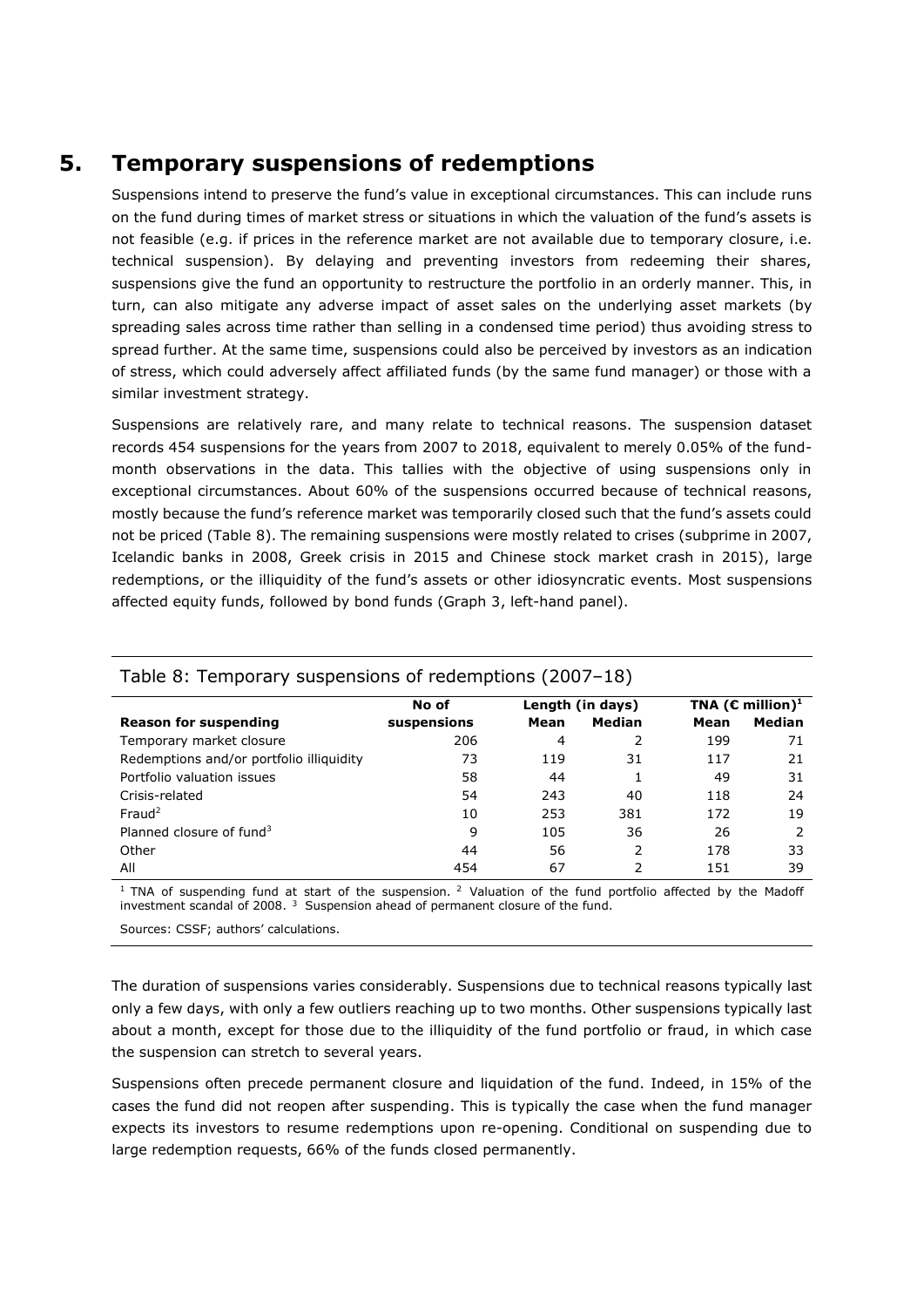# 5. Temporary suspensions of redemptions

Suspensions intend to preserve the fund's value in exceptional circumstances. This can include runs on the fund during times of market stress or situations in which the valuation of the fund's assets is not feasible (e.g. if prices in the reference market are not available due to temporary closure, i.e. technical suspension). By delaying and preventing investors from redeeming their shares, suspensions give the fund an opportunity to restructure the portfolio in an orderly manner. This, in turn, can also mitigate any adverse impact of asset sales on the underlying asset markets (by spreading sales across time rather than selling in a condensed time period) thus avoiding stress to spread further. At the same time, suspensions could also be perceived by investors as an indication of stress, which could adversely affect affiliated funds (by the same fund manager) or those with a similar investment strategy.

Suspensions are relatively rare, and many relate to technical reasons. The suspension dataset records 454 suspensions for the years from 2007 to 2018, equivalent to merely 0.05% of the fund-month observations in the data. This tallies with the objective of using suspensions only in exceptional circumstances. About 60% of the suspensions occurred because of technical reasons, mostly because the fund's reference market was temporarily closed such that the fund's assets could not be priced (Table 8). The remaining suspensions were mostly related to crises (subprime in 2007, Icelandic banks in 2008, Greek crisis in 2015 and Chinese stock market crash in 2015), large redemptions, or the illiquidity of the fund's assets or other idiosyncratic events. Most suspensions affected equity funds, followed by bond funds (Graph 3, left-hand panel).

Table 8: Temporary suspensions of redemptions (2007–18)

| Reason for suspending | No of suspensions | Length (in days) | | TNA (€ million)[1] | |
|---|---|---|---|---|---|
| | | Mean | Median | Mean | Median |
| Temporary market closure | 206 | 4 | 2 | 199 | 71 |
| Redemptions and/or portfolio illiquidity | 73 | 119 | 31 | 117 | 21 |
| Portfolio valuation issues | 58 | 44 | 1 | 49 | 31 |
| Crisis-related | 54 | 243 | 40 | 118 | 24 |
| Fraud[2] | 10 | 253 | 381 | 172 | 19 |
| Planned closure of fund[3] | 9 | 105 | 36 | 26 | 2 |
| Other | 44 | 56 | 2 | 178 | 33 |
| All | 454 | 67 | 2 | 151 | 39 |

[1] TNA of suspending fund at start of the suspension. [2] Valuation of the fund portfolio affected by the Madoff investment scandal of 2008. [3] Suspension ahead of permanent closure of the fund.

Sources: CSSF; authors' calculations.

The duration of suspensions varies considerably. Suspensions due to technical reasons typically last only a few days, with only a few outliers reaching up to two months. Other suspensions typically last about a month, except for those due to the illiquidity of the fund portfolio or fraud, in which case the suspension can stretch to several years.

Suspensions often precede permanent closure and liquidation of the fund. Indeed, in 15% of the cases the fund did not reopen after suspending. This is typically the case when the fund manager expects its investors to resume redemptions upon re-opening. Conditional on suspending due to large redemption requests, 66% of the funds closed permanently.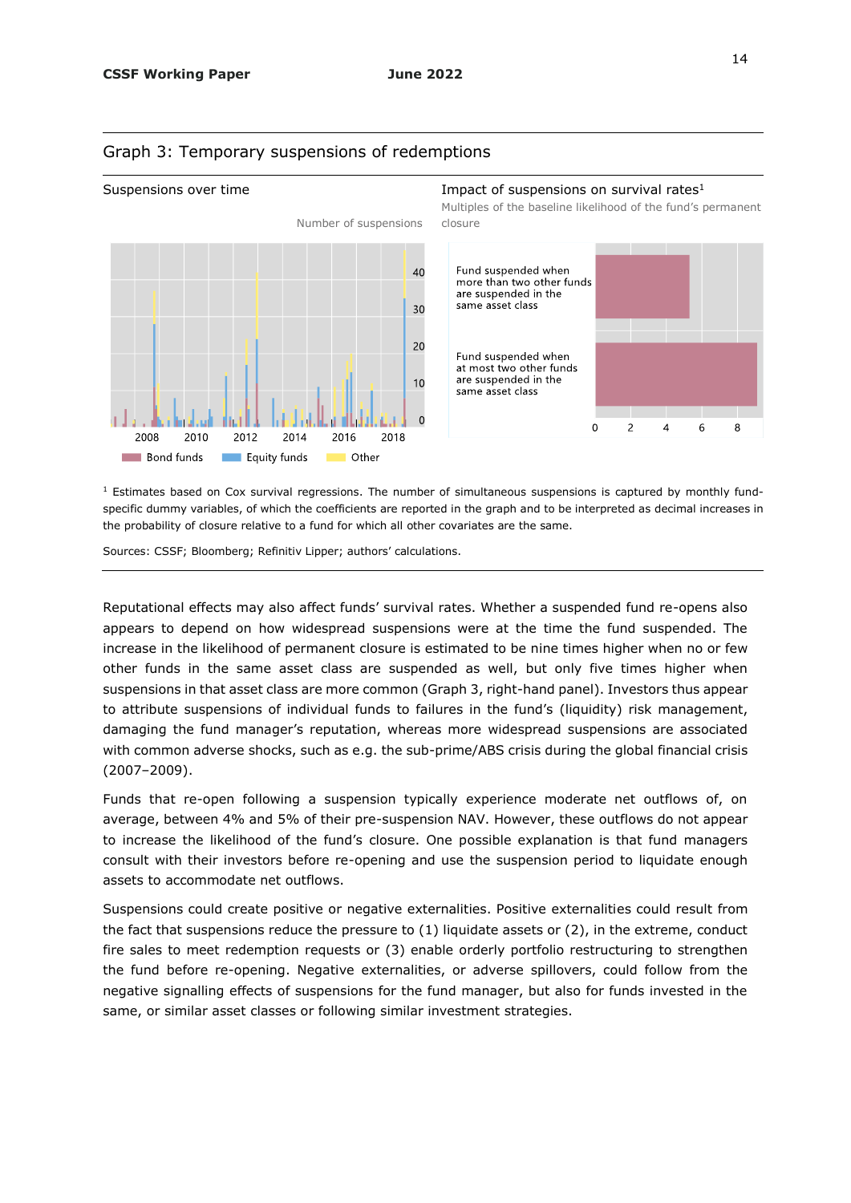## Graph 3: Temporary suspensions of redemptions

Suspensions over time

Number of suspensions

Bond funds | Equity funds | Other

Impact of suspensions on survival rates[1]

Multiples of the baseline likelihood of the fund's permanent closure

Fund suspended when more than two other funds are suspended in the same asset class

Fund suspended when at most two other funds are suspended in the same asset class

[1] Estimates based on Cox survival regressions. The number of simultaneous suspensions is captured by monthly fund-specific dummy variables, of which the coefficients are reported in the graph and to be interpreted as decimal increases in the probability of closure relative to a fund for which all other covariates are the same.

Sources: CSSF; Bloomberg; Refinitiv Lipper; authors' calculations.

Reputational effects may also affect funds' survival rates. Whether a suspended fund re-opens also appears to depend on how widespread suspensions were at the time the fund suspended. The increase in the likelihood of permanent closure is estimated to be nine times higher when no or few other funds in the same asset class are suspended as well, but only five times higher when suspensions in that asset class are more common (Graph 3, right-hand panel). Investors thus appear to attribute suspensions of individual funds to failures in the fund's (liquidity) risk management, damaging the fund manager's reputation, whereas more widespread suspensions are associated with common adverse shocks, such as e.g. the sub-prime/ABS crisis during the global financial crisis (2007–2009).

Funds that re-open following a suspension typically experience moderate net outflows of, on average, between 4% and 5% of their pre-suspension NAV. However, these outflows do not appear to increase the likelihood of the fund's closure. One possible explanation is that fund managers consult with their investors before re-opening and use the suspension period to liquidate enough assets to accommodate net outflows.

Suspensions could create positive or negative externalities. Positive externalities could result from the fact that suspensions reduce the pressure to (1) liquidate assets or (2), in the extreme, conduct fire sales to meet redemption requests or (3) enable orderly portfolio restructuring to strengthen the fund before re-opening. Negative externalities, or adverse spillovers, could follow from the negative signalling effects of suspensions for the fund manager, but also for funds invested in the same, or similar asset classes or following similar investment strategies.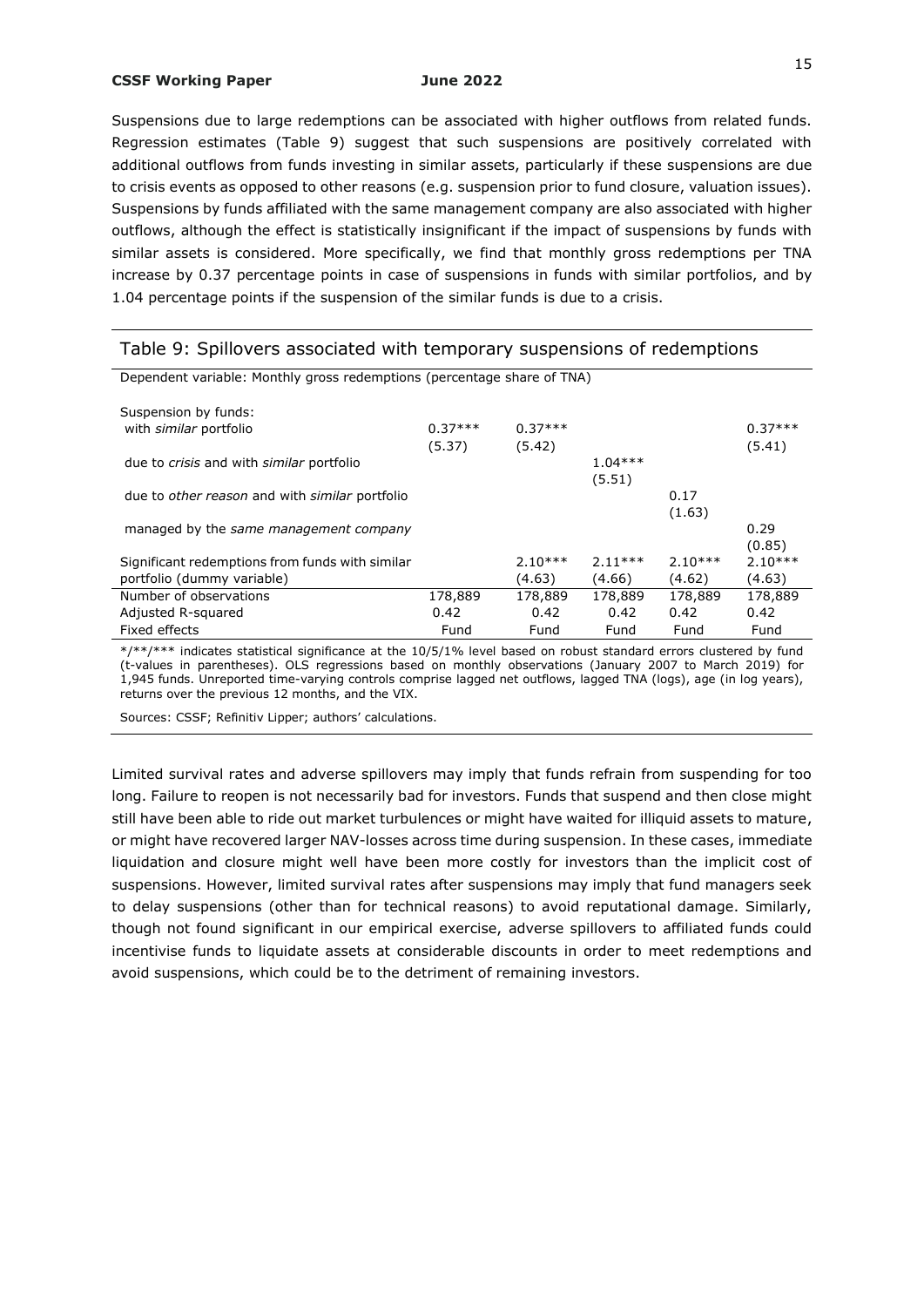Suspensions due to large redemptions can be associated with higher outflows from related funds. Regression estimates (Table 9) suggest that such suspensions are positively correlated with additional outflows from funds investing in similar assets, particularly if these suspensions are due to crisis events as opposed to other reasons (e.g. suspension prior to fund closure, valuation issues). Suspensions by funds affiliated with the same management company are also associated with higher outflows, although the effect is statistically insignificant if the impact of suspensions by funds with similar assets is considered. More specifically, we find that monthly gross redemptions per TNA increase by 0.37 percentage points in case of suspensions in funds with similar portfolios, and by 1.04 percentage points if the suspension of the similar funds is due to a crisis.

## Table 9: Spillovers associated with temporary suspensions of redemptions

Dependent variable: Monthly gross redemptions (percentage share of TNA)

| | | | | | |
|---|---|---|---|---|---|
| Suspension by funds: | | | | | |
| with *similar* portfolio | 0.37*** | 0.37*** | | | 0.37*** |
| | (5.37) | (5.42) | | | (5.41) |
| due to *crisis* and with *similar* portfolio | | | 1.04*** | | |
| | | | (5.51) | | |
| due to *other reason* and with *similar* portfolio | | | | 0.17 | |
| | | | | (1.63) | |
| managed by the *same management company* | | | | | 0.29 |
| | | | | | (0.85) |
| Significant redemptions from funds with similar portfolio (dummy variable) | | 2.10*** | 2.11*** | 2.10*** | 2.10*** |
| | | (4.63) | (4.66) | (4.62) | (4.63) |
| Number of observations | 178,889 | 178,889 | 178,889 | 178,889 | 178,889 |
| Adjusted R-squared | 0.42 | 0.42 | 0.42 | 0.42 | 0.42 |
| Fixed effects | Fund | Fund | Fund | Fund | Fund |

*/**/*** indicates statistical significance at the 10/5/1% level based on robust standard errors clustered by fund (t-values in parentheses). OLS regressions based on monthly observations (January 2007 to March 2019) for 1,945 funds. Unreported time-varying controls comprise lagged net outflows, lagged TNA (logs), age (in log years), returns over the previous 12 months, and the VIX.

Sources: CSSF; Refinitiv Lipper; authors' calculations.

Limited survival rates and adverse spillovers may imply that funds refrain from suspending for too long. Failure to reopen is not necessarily bad for investors. Funds that suspend and then close might still have been able to ride out market turbulences or might have waited for illiquid assets to mature, or might have recovered larger NAV-losses across time during suspension. In these cases, immediate liquidation and closure might well have been more costly for investors than the implicit cost of suspensions. However, limited survival rates after suspensions may imply that fund managers seek to delay suspensions (other than for technical reasons) to avoid reputational damage. Similarly, though not found significant in our empirical exercise, adverse spillovers to affiliated funds could incentivise funds to liquidate assets at considerable discounts in order to meet redemptions and avoid suspensions, which could be to the detriment of remaining investors.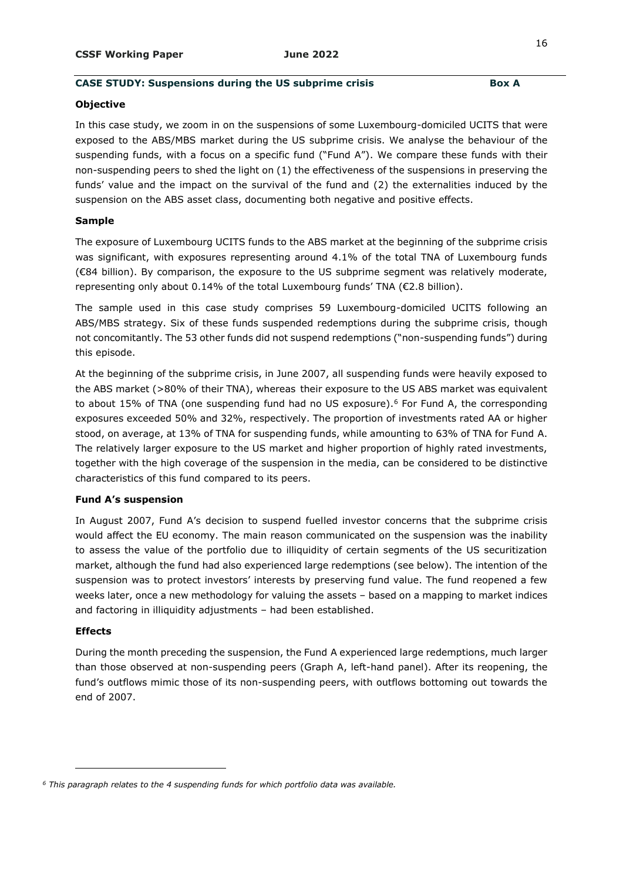## CASE STUDY: Suspensions during the US subprime crisis — Box A

### Objective

In this case study, we zoom in on the suspensions of some Luxembourg-domiciled UCITS that were exposed to the ABS/MBS market during the US subprime crisis. We analyse the behaviour of the suspending funds, with a focus on a specific fund ("Fund A"). We compare these funds with their non-suspending peers to shed the light on (1) the effectiveness of the suspensions in preserving the funds' value and the impact on the survival of the fund and (2) the externalities induced by the suspension on the ABS asset class, documenting both negative and positive effects.

### Sample

The exposure of Luxembourg UCITS funds to the ABS market at the beginning of the subprime crisis was significant, with exposures representing around 4.1% of the total TNA of Luxembourg funds (€84 billion). By comparison, the exposure to the US subprime segment was relatively moderate, representing only about 0.14% of the total Luxembourg funds' TNA (€2.8 billion).

The sample used in this case study comprises 59 Luxembourg-domiciled UCITS following an ABS/MBS strategy. Six of these funds suspended redemptions during the subprime crisis, though not concomitantly. The 53 other funds did not suspend redemptions ("non-suspending funds") during this episode.

At the beginning of the subprime crisis, in June 2007, all suspending funds were heavily exposed to the ABS market (>80% of their TNA), whereas their exposure to the US ABS market was equivalent to about 15% of TNA (one suspending fund had no US exposure).[6] For Fund A, the corresponding exposures exceeded 50% and 32%, respectively. The proportion of investments rated AA or higher stood, on average, at 13% of TNA for suspending funds, while amounting to 63% of TNA for Fund A. The relatively larger exposure to the US market and higher proportion of highly rated investments, together with the high coverage of the suspension in the media, can be considered to be distinctive characteristics of this fund compared to its peers.

### Fund A's suspension

In August 2007, Fund A's decision to suspend fuelled investor concerns that the subprime crisis would affect the EU economy. The main reason communicated on the suspension was the inability to assess the value of the portfolio due to illiquidity of certain segments of the US securitization market, although the fund had also experienced large redemptions (see below). The intention of the suspension was to protect investors' interests by preserving fund value. The fund reopened a few weeks later, once a new methodology for valuing the assets – based on a mapping to market indices and factoring in illiquidity adjustments – had been established.

### Effects

During the month preceding the suspension, the Fund A experienced large redemptions, much larger than those observed at non-suspending peers (Graph A, left-hand panel). After its reopening, the fund's outflows mimic those of its non-suspending peers, with outflows bottoming out towards the end of 2007.

---

[6] *This paragraph relates to the 4 suspending funds for which portfolio data was available.*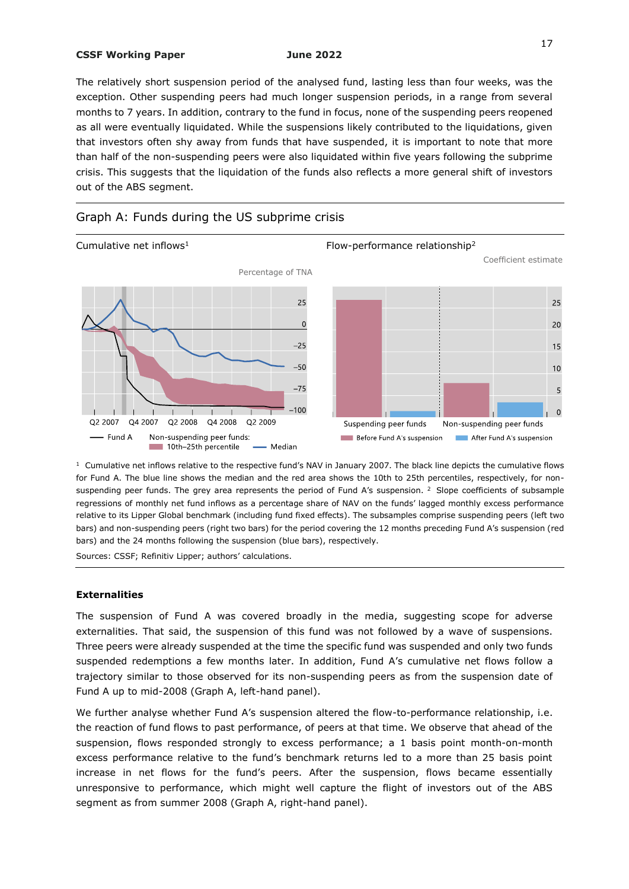The relatively short suspension period of the analysed fund, lasting less than four weeks, was the exception. Other suspending peers had much longer suspension periods, in a range from several months to 7 years. In addition, contrary to the fund in focus, none of the suspending peers reopened as all were eventually liquidated. While the suspensions likely contributed to the liquidations, given that investors often shy away from funds that have suspended, it is important to note that more than half of the non-suspending peers were also liquidated within five years following the subprime crisis. This suggests that the liquidation of the funds also reflects a more general shift of investors out of the ABS segment.

## Graph A: Funds during the US subprime crisis

Cumulative net inflows[1]

Percentage of TNA

Flow-performance relationship[2]

Coefficient estimate

[1] Cumulative net inflows relative to the respective fund's NAV in January 2007. The black line depicts the cumulative flows for Fund A. The blue line shows the median and the red area shows the 10th to 25th percentiles, respectively, for non-suspending peer funds. The grey area represents the period of Fund A's suspension. [2] Slope coefficients of subsample regressions of monthly net fund inflows as a percentage share of NAV on the funds' lagged monthly excess performance relative to its Lipper Global benchmark (including fund fixed effects). The subsamples comprise suspending peers (left two bars) and non-suspending peers (right two bars) for the period covering the 12 months preceding Fund A's suspension (red bars) and the 24 months following the suspension (blue bars), respectively.

Sources: CSSF; Refinitiv Lipper; authors' calculations.

### Externalities

The suspension of Fund A was covered broadly in the media, suggesting scope for adverse externalities. That said, the suspension of this fund was not followed by a wave of suspensions. Three peers were already suspended at the time the specific fund was suspended and only two funds suspended redemptions a few months later. In addition, Fund A's cumulative net flows follow a trajectory similar to those observed for its non-suspending peers as from the suspension date of Fund A up to mid-2008 (Graph A, left-hand panel).

We further analyse whether Fund A's suspension altered the flow-to-performance relationship, i.e. the reaction of fund flows to past performance, of peers at that time. We observe that ahead of the suspension, flows responded strongly to excess performance; a 1 basis point month-on-month excess performance relative to the fund's benchmark returns led to a more than 25 basis point increase in net flows for the fund's peers. After the suspension, flows became essentially unresponsive to performance, which might well capture the flight of investors out of the ABS segment as from summer 2008 (Graph A, right-hand panel).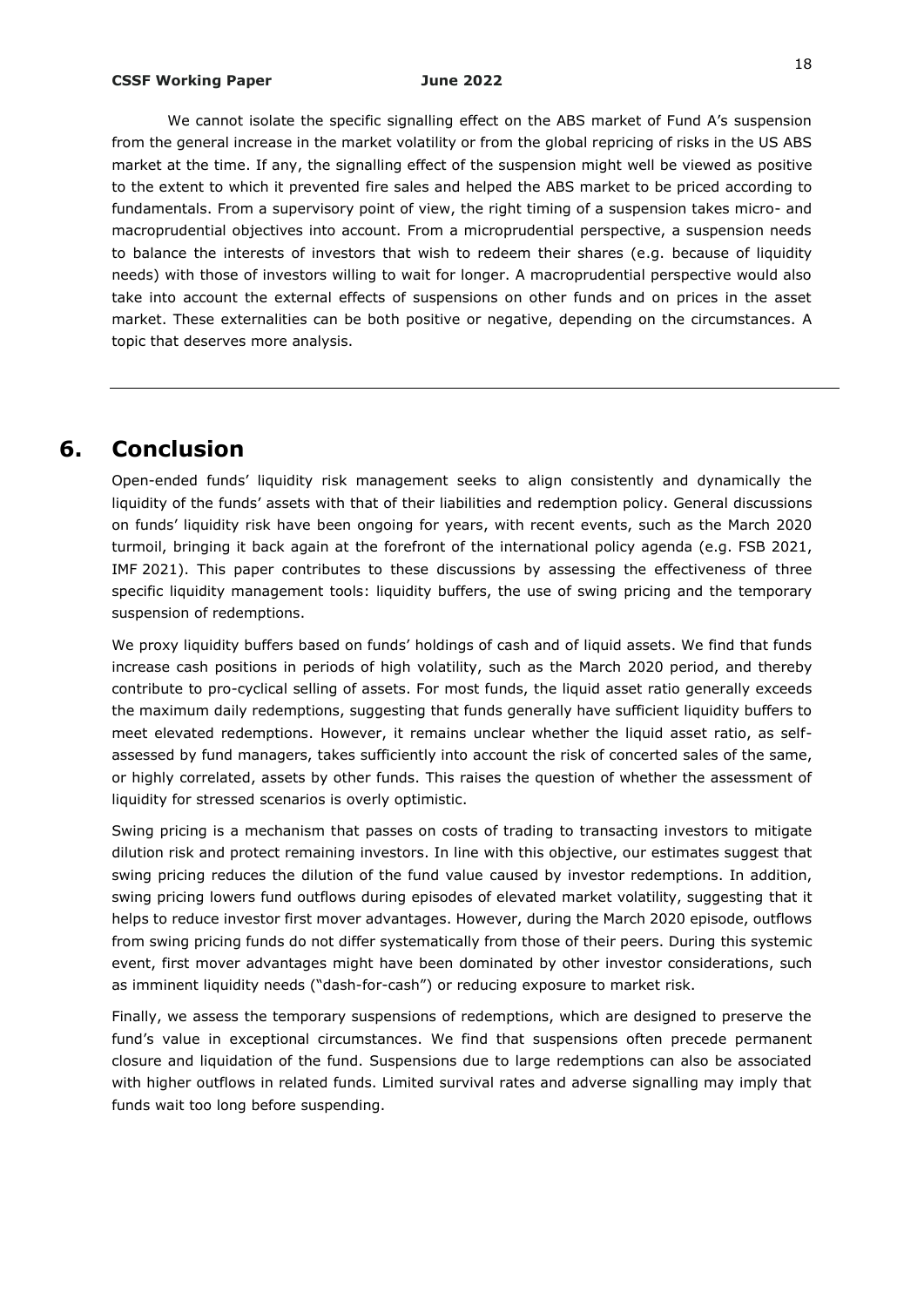We cannot isolate the specific signalling effect on the ABS market of Fund A's suspension from the general increase in the market volatility or from the global repricing of risks in the US ABS market at the time. If any, the signalling effect of the suspension might well be viewed as positive to the extent to which it prevented fire sales and helped the ABS market to be priced according to fundamentals. From a supervisory point of view, the right timing of a suspension takes micro- and macroprudential objectives into account. From a microprudential perspective, a suspension needs to balance the interests of investors that wish to redeem their shares (e.g. because of liquidity needs) with those of investors willing to wait for longer. A macroprudential perspective would also take into account the external effects of suspensions on other funds and on prices in the asset market. These externalities can be both positive or negative, depending on the circumstances. A topic that deserves more analysis.

---

# 6. Conclusion

Open-ended funds' liquidity risk management seeks to align consistently and dynamically the liquidity of the funds' assets with that of their liabilities and redemption policy. General discussions on funds' liquidity risk have been ongoing for years, with recent events, such as the March 2020 turmoil, bringing it back again at the forefront of the international policy agenda (e.g. FSB 2021, IMF 2021). This paper contributes to these discussions by assessing the effectiveness of three specific liquidity management tools: liquidity buffers, the use of swing pricing and the temporary suspension of redemptions.

We proxy liquidity buffers based on funds' holdings of cash and of liquid assets. We find that funds increase cash positions in periods of high volatility, such as the March 2020 period, and thereby contribute to pro-cyclical selling of assets. For most funds, the liquid asset ratio generally exceeds the maximum daily redemptions, suggesting that funds generally have sufficient liquidity buffers to meet elevated redemptions. However, it remains unclear whether the liquid asset ratio, as self-assessed by fund managers, takes sufficiently into account the risk of concerted sales of the same, or highly correlated, assets by other funds. This raises the question of whether the assessment of liquidity for stressed scenarios is overly optimistic.

Swing pricing is a mechanism that passes on costs of trading to transacting investors to mitigate dilution risk and protect remaining investors. In line with this objective, our estimates suggest that swing pricing reduces the dilution of the fund value caused by investor redemptions. In addition, swing pricing lowers fund outflows during episodes of elevated market volatility, suggesting that it helps to reduce investor first mover advantages. However, during the March 2020 episode, outflows from swing pricing funds do not differ systematically from those of their peers. During this systemic event, first mover advantages might have been dominated by other investor considerations, such as imminent liquidity needs ("dash-for-cash") or reducing exposure to market risk.

Finally, we assess the temporary suspensions of redemptions, which are designed to preserve the fund's value in exceptional circumstances. We find that suspensions often precede permanent closure and liquidation of the fund. Suspensions due to large redemptions can also be associated with higher outflows in related funds. Limited survival rates and adverse signalling may imply that funds wait too long before suspending.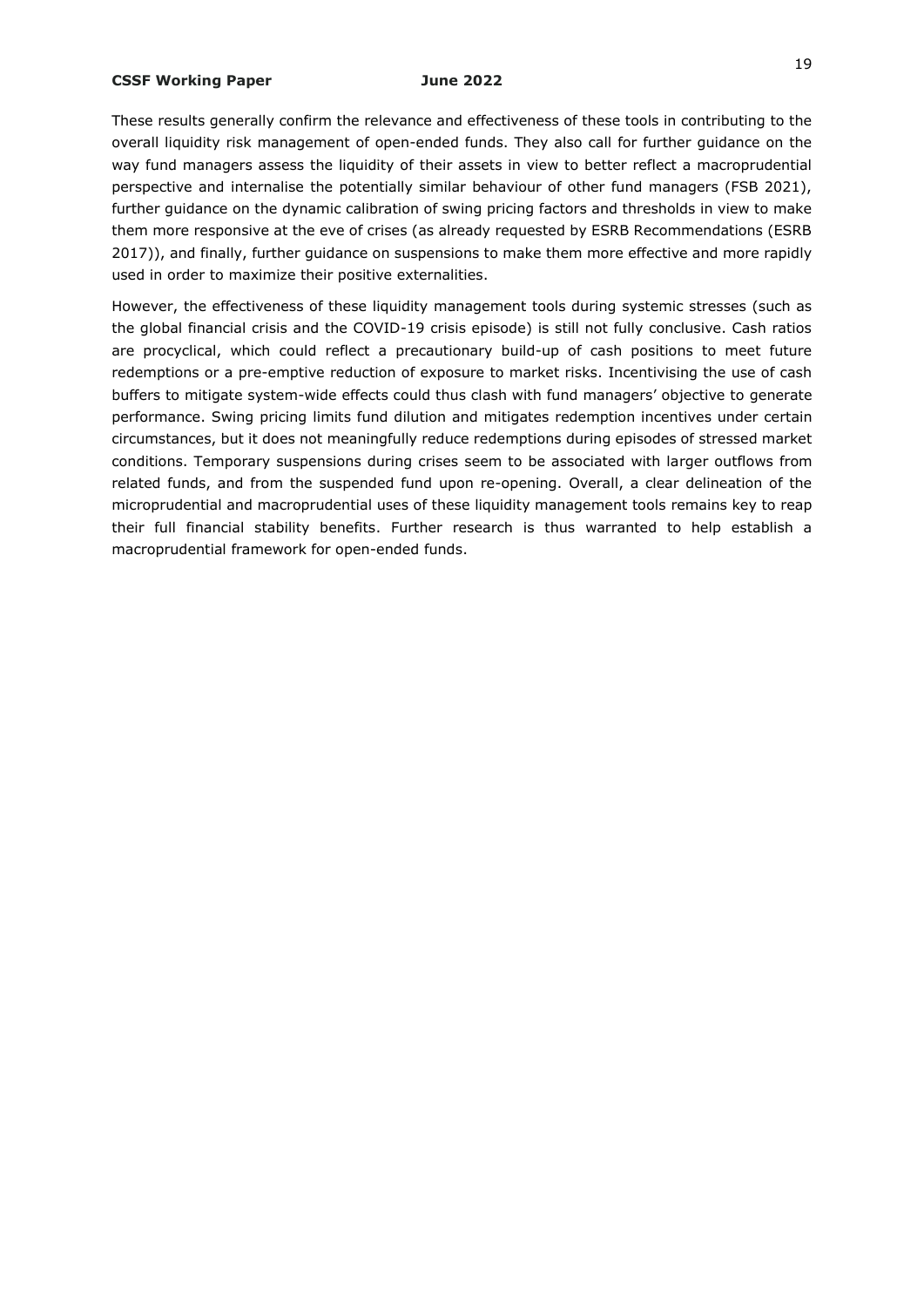These results generally confirm the relevance and effectiveness of these tools in contributing to the overall liquidity risk management of open-ended funds. They also call for further guidance on the way fund managers assess the liquidity of their assets in view to better reflect a macroprudential perspective and internalise the potentially similar behaviour of other fund managers (FSB 2021), further guidance on the dynamic calibration of swing pricing factors and thresholds in view to make them more responsive at the eve of crises (as already requested by ESRB Recommendations (ESRB 2017)), and finally, further guidance on suspensions to make them more effective and more rapidly used in order to maximize their positive externalities.

However, the effectiveness of these liquidity management tools during systemic stresses (such as the global financial crisis and the COVID-19 crisis episode) is still not fully conclusive. Cash ratios are procyclical, which could reflect a precautionary build-up of cash positions to meet future redemptions or a pre-emptive reduction of exposure to market risks. Incentivising the use of cash buffers to mitigate system-wide effects could thus clash with fund managers' objective to generate performance. Swing pricing limits fund dilution and mitigates redemption incentives under certain circumstances, but it does not meaningfully reduce redemptions during episodes of stressed market conditions. Temporary suspensions during crises seem to be associated with larger outflows from related funds, and from the suspended fund upon re-opening. Overall, a clear delineation of the microprudential and macroprudential uses of these liquidity management tools remains key to reap their full financial stability benefits. Further research is thus warranted to help establish a macroprudential framework for open-ended funds.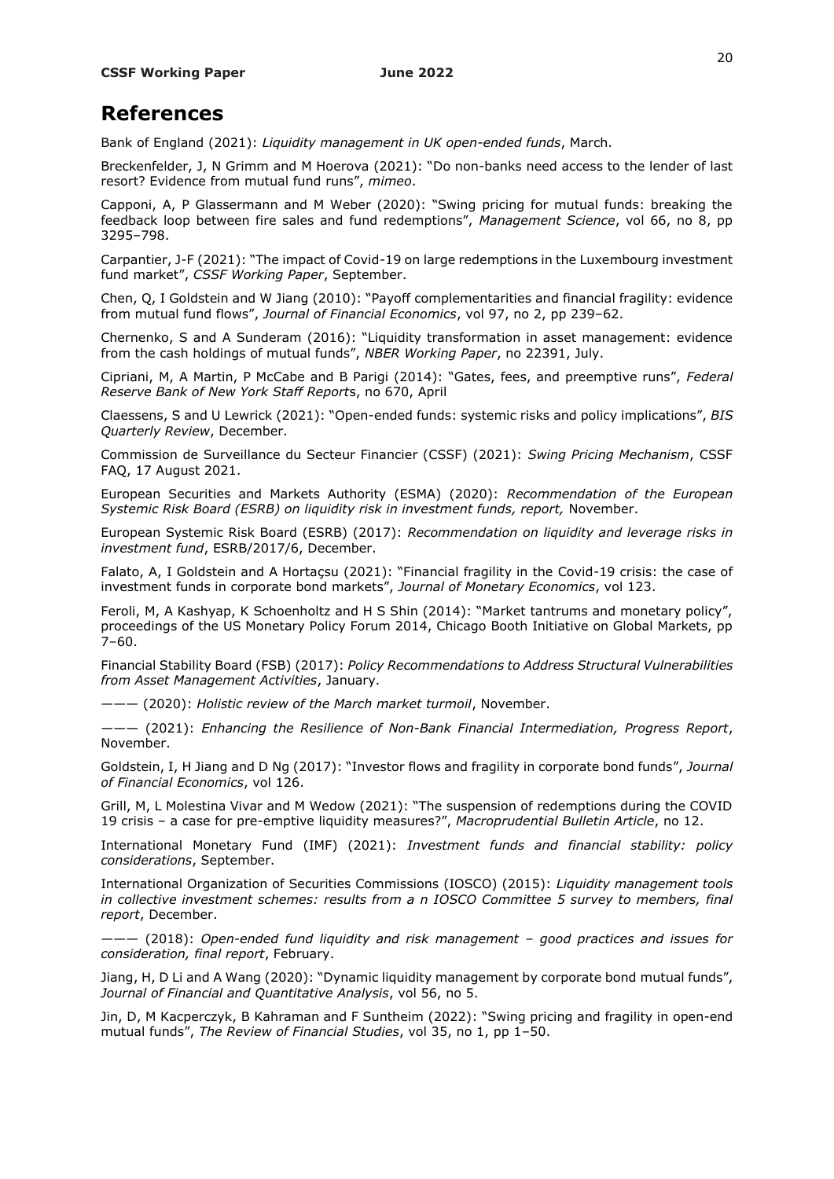# References

Bank of England (2021): *Liquidity management in UK open-ended funds*, March.

Breckenfelder, J, N Grimm and M Hoerova (2021): "Do non-banks need access to the lender of last resort? Evidence from mutual fund runs", *mimeo*.

Capponi, A, P Glassermann and M Weber (2020): "Swing pricing for mutual funds: breaking the feedback loop between fire sales and fund redemptions", *Management Science*, vol 66, no 8, pp 3295–798.

Carpantier, J-F (2021): "The impact of Covid-19 on large redemptions in the Luxembourg investment fund market", *CSSF Working Paper*, September.

Chen, Q, I Goldstein and W Jiang (2010): "Payoff complementarities and financial fragility: evidence from mutual fund flows", *Journal of Financial Economics*, vol 97, no 2, pp 239–62.

Chernenko, S and A Sunderam (2016): "Liquidity transformation in asset management: evidence from the cash holdings of mutual funds", *NBER Working Paper*, no 22391, July.

Cipriani, M, A Martin, P McCabe and B Parigi (2014): "Gates, fees, and preemptive runs", *Federal Reserve Bank of New York Staff Report*s, no 670, April

Claessens, S and U Lewrick (2021): "Open-ended funds: systemic risks and policy implications", *BIS Quarterly Review*, December.

Commission de Surveillance du Secteur Financier (CSSF) (2021): *Swing Pricing Mechanism*, CSSF FAQ, 17 August 2021.

European Securities and Markets Authority (ESMA) (2020): *Recommendation of the European Systemic Risk Board (ESRB) on liquidity risk in investment funds, report,* November.

European Systemic Risk Board (ESRB) (2017): *Recommendation on liquidity and leverage risks in investment fund*, ESRB/2017/6, December.

Falato, A, I Goldstein and A Hortaçsu (2021): "Financial fragility in the Covid-19 crisis: the case of investment funds in corporate bond markets", *Journal of Monetary Economics*, vol 123.

Feroli, M, A Kashyap, K Schoenholtz and H S Shin (2014): "Market tantrums and monetary policy", proceedings of the US Monetary Policy Forum 2014, Chicago Booth Initiative on Global Markets, pp 7–60.

Financial Stability Board (FSB) (2017): *Policy Recommendations to Address Structural Vulnerabilities from Asset Management Activities*, January.

——— (2020): *Holistic review of the March market turmoil*, November.

——— (2021): *Enhancing the Resilience of Non-Bank Financial Intermediation, Progress Report*, November.

Goldstein, I, H Jiang and D Ng (2017): "Investor flows and fragility in corporate bond funds", *Journal of Financial Economics*, vol 126.

Grill, M, L Molestina Vivar and M Wedow (2021): "The suspension of redemptions during the COVID 19 crisis – a case for pre-emptive liquidity measures?", *Macroprudential Bulletin Article*, no 12.

International Monetary Fund (IMF) (2021): *Investment funds and financial stability: policy considerations*, September.

International Organization of Securities Commissions (IOSCO) (2015): *Liquidity management tools in collective investment schemes: results from a n IOSCO Committee 5 survey to members, final report*, December.

——— (2018): *Open-ended fund liquidity and risk management – good practices and issues for consideration, final report*, February.

Jiang, H, D Li and A Wang (2020): "Dynamic liquidity management by corporate bond mutual funds", *Journal of Financial and Quantitative Analysis*, vol 56, no 5.

Jin, D, M Kacperczyk, B Kahraman and F Suntheim (2022): "Swing pricing and fragility in open-end mutual funds", *The Review of Financial Studies*, vol 35, no 1, pp 1–50.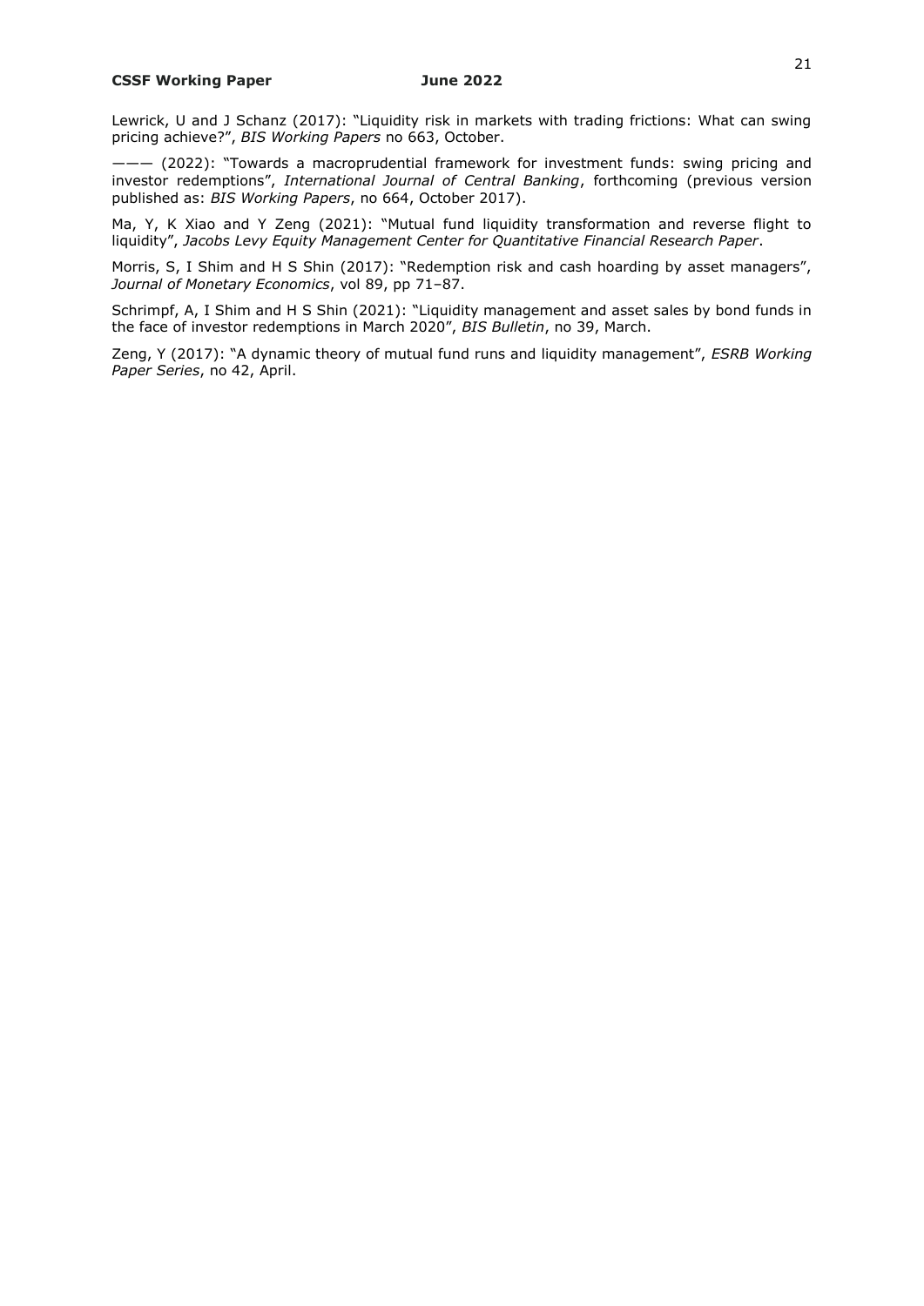Lewrick, U and J Schanz (2017): "Liquidity risk in markets with trading frictions: What can swing pricing achieve?", *BIS Working Papers* no 663, October.

——— (2022): "Towards a macroprudential framework for investment funds: swing pricing and investor redemptions", *International Journal of Central Banking*, forthcoming (previous version published as: *BIS Working Papers*, no 664, October 2017).

Ma, Y, K Xiao and Y Zeng (2021): "Mutual fund liquidity transformation and reverse flight to liquidity", *Jacobs Levy Equity Management Center for Quantitative Financial Research Paper*.

Morris, S, I Shim and H S Shin (2017): "Redemption risk and cash hoarding by asset managers", *Journal of Monetary Economics*, vol 89, pp 71–87.

Schrimpf, A, I Shim and H S Shin (2021): "Liquidity management and asset sales by bond funds in the face of investor redemptions in March 2020", *BIS Bulletin*, no 39, March.

Zeng, Y (2017): "A dynamic theory of mutual fund runs and liquidity management", *ESRB Working Paper Series*, no 42, April.